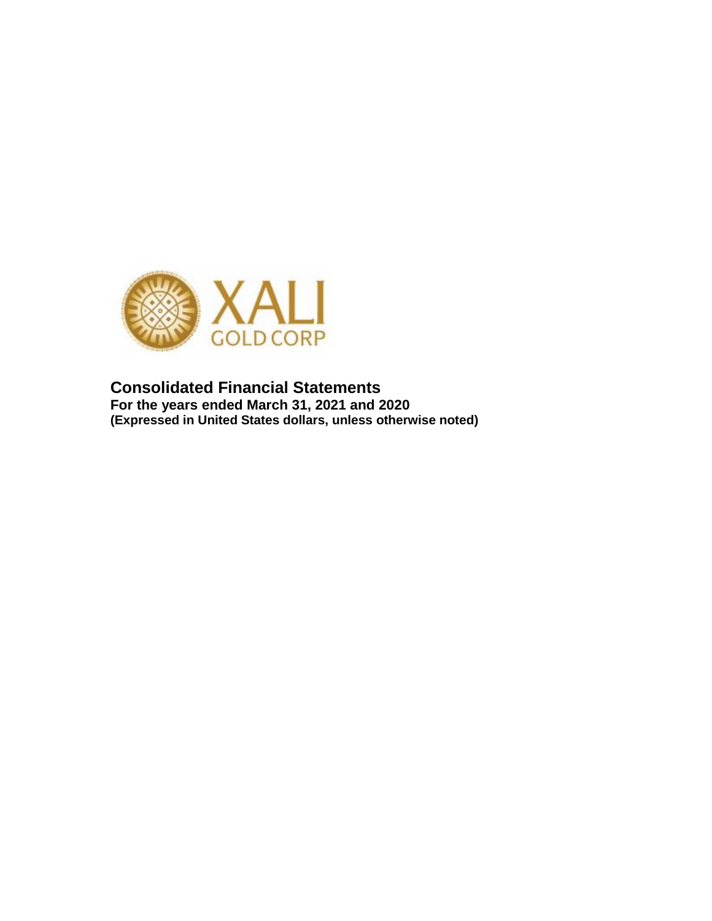XALI GOLD CORP

# Consolidated Financial Statements

**For the years ended March 31, 2021 and 2020**
**(Expressed in United States dollars, unless otherwise noted)**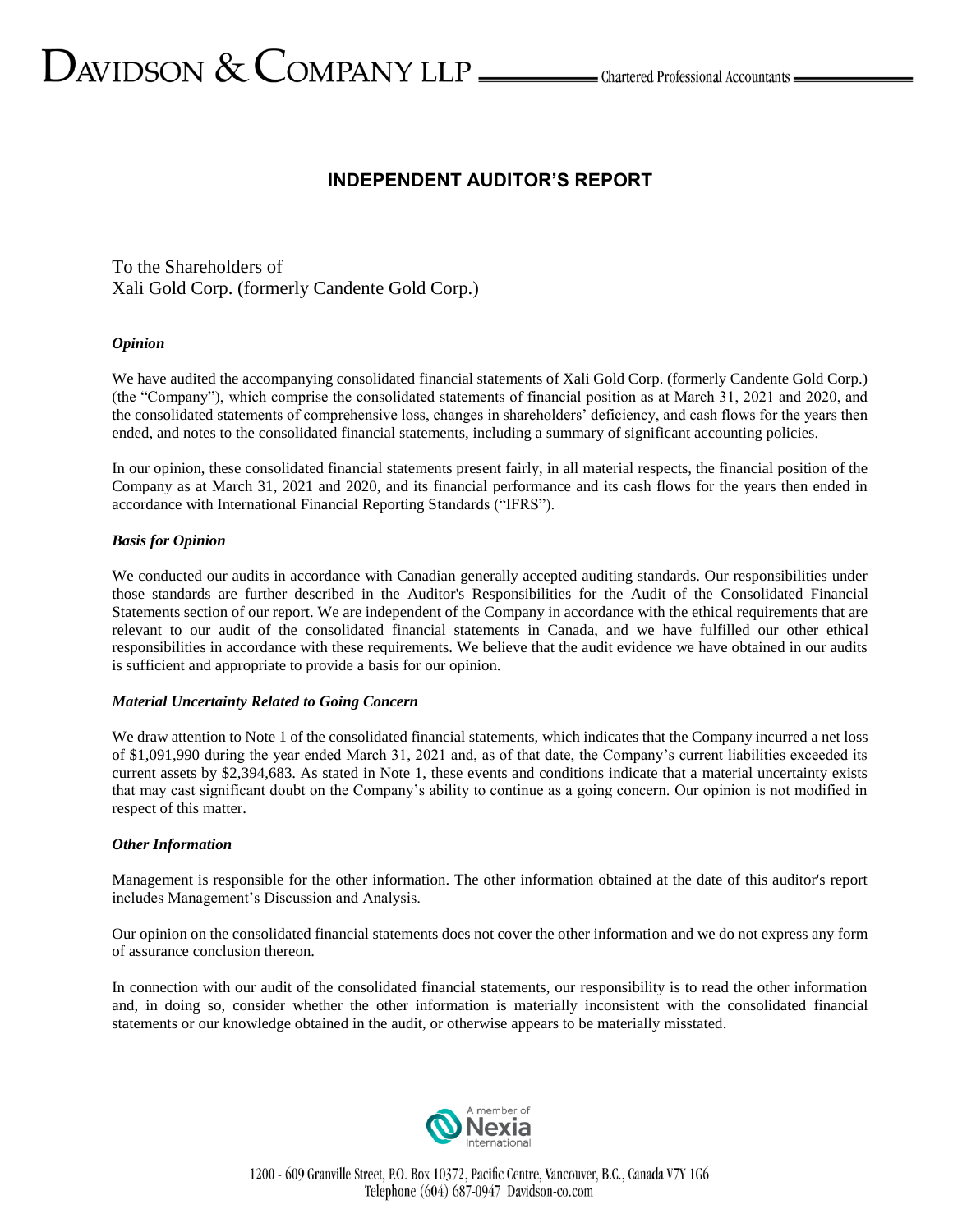# INDEPENDENT AUDITOR'S REPORT

To the Shareholders of
Xali Gold Corp. (formerly Candente Gold Corp.)

### *Opinion*

We have audited the accompanying consolidated financial statements of Xali Gold Corp. (formerly Candente Gold Corp.) (the "Company"), which comprise the consolidated statements of financial position as at March 31, 2021 and 2020, and the consolidated statements of comprehensive loss, changes in shareholders' deficiency, and cash flows for the years then ended, and notes to the consolidated financial statements, including a summary of significant accounting policies.

In our opinion, these consolidated financial statements present fairly, in all material respects, the financial position of the Company as at March 31, 2021 and 2020, and its financial performance and its cash flows for the years then ended in accordance with International Financial Reporting Standards ("IFRS").

### *Basis for Opinion*

We conducted our audits in accordance with Canadian generally accepted auditing standards. Our responsibilities under those standards are further described in the Auditor's Responsibilities for the Audit of the Consolidated Financial Statements section of our report. We are independent of the Company in accordance with the ethical requirements that are relevant to our audit of the consolidated financial statements in Canada, and we have fulfilled our other ethical responsibilities in accordance with these requirements. We believe that the audit evidence we have obtained in our audits is sufficient and appropriate to provide a basis for our opinion.

### *Material Uncertainty Related to Going Concern*

We draw attention to Note 1 of the consolidated financial statements, which indicates that the Company incurred a net loss of $1,091,990 during the year ended March 31, 2021 and, as of that date, the Company's current liabilities exceeded its current assets by $2,394,683. As stated in Note 1, these events and conditions indicate that a material uncertainty exists that may cast significant doubt on the Company's ability to continue as a going concern. Our opinion is not modified in respect of this matter.

### *Other Information*

Management is responsible for the other information. The other information obtained at the date of this auditor's report includes Management's Discussion and Analysis.

Our opinion on the consolidated financial statements does not cover the other information and we do not express any form of assurance conclusion thereon.

In connection with our audit of the consolidated financial statements, our responsibility is to read the other information and, in doing so, consider whether the other information is materially inconsistent with the consolidated financial statements or our knowledge obtained in the audit, or otherwise appears to be materially misstated.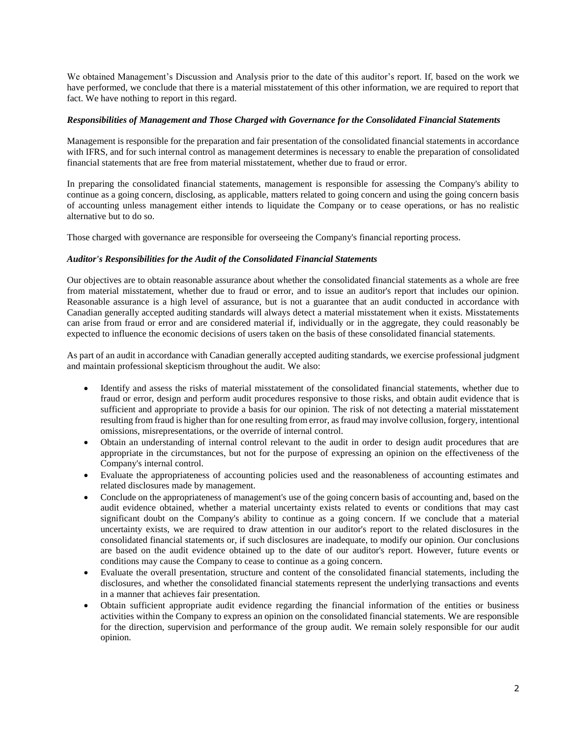We obtained Management's Discussion and Analysis prior to the date of this auditor's report. If, based on the work we have performed, we conclude that there is a material misstatement of this other information, we are required to report that fact. We have nothing to report in this regard.

***Responsibilities of Management and Those Charged with Governance for the Consolidated Financial Statements***

Management is responsible for the preparation and fair presentation of the consolidated financial statements in accordance with IFRS, and for such internal control as management determines is necessary to enable the preparation of consolidated financial statements that are free from material misstatement, whether due to fraud or error.

In preparing the consolidated financial statements, management is responsible for assessing the Company's ability to continue as a going concern, disclosing, as applicable, matters related to going concern and using the going concern basis of accounting unless management either intends to liquidate the Company or to cease operations, or has no realistic alternative but to do so.

Those charged with governance are responsible for overseeing the Company's financial reporting process.

***Auditor's Responsibilities for the Audit of the Consolidated Financial Statements***

Our objectives are to obtain reasonable assurance about whether the consolidated financial statements as a whole are free from material misstatement, whether due to fraud or error, and to issue an auditor's report that includes our opinion. Reasonable assurance is a high level of assurance, but is not a guarantee that an audit conducted in accordance with Canadian generally accepted auditing standards will always detect a material misstatement when it exists. Misstatements can arise from fraud or error and are considered material if, individually or in the aggregate, they could reasonably be expected to influence the economic decisions of users taken on the basis of these consolidated financial statements.

As part of an audit in accordance with Canadian generally accepted auditing standards, we exercise professional judgment and maintain professional skepticism throughout the audit. We also:

- Identify and assess the risks of material misstatement of the consolidated financial statements, whether due to fraud or error, design and perform audit procedures responsive to those risks, and obtain audit evidence that is sufficient and appropriate to provide a basis for our opinion. The risk of not detecting a material misstatement resulting from fraud is higher than for one resulting from error, as fraud may involve collusion, forgery, intentional omissions, misrepresentations, or the override of internal control.
- Obtain an understanding of internal control relevant to the audit in order to design audit procedures that are appropriate in the circumstances, but not for the purpose of expressing an opinion on the effectiveness of the Company's internal control.
- Evaluate the appropriateness of accounting policies used and the reasonableness of accounting estimates and related disclosures made by management.
- Conclude on the appropriateness of management's use of the going concern basis of accounting and, based on the audit evidence obtained, whether a material uncertainty exists related to events or conditions that may cast significant doubt on the Company's ability to continue as a going concern. If we conclude that a material uncertainty exists, we are required to draw attention in our auditor's report to the related disclosures in the consolidated financial statements or, if such disclosures are inadequate, to modify our opinion. Our conclusions are based on the audit evidence obtained up to the date of our auditor's report. However, future events or conditions may cause the Company to cease to continue as a going concern.
- Evaluate the overall presentation, structure and content of the consolidated financial statements, including the disclosures, and whether the consolidated financial statements represent the underlying transactions and events in a manner that achieves fair presentation.
- Obtain sufficient appropriate audit evidence regarding the financial information of the entities or business activities within the Company to express an opinion on the consolidated financial statements. We are responsible for the direction, supervision and performance of the group audit. We remain solely responsible for our audit opinion.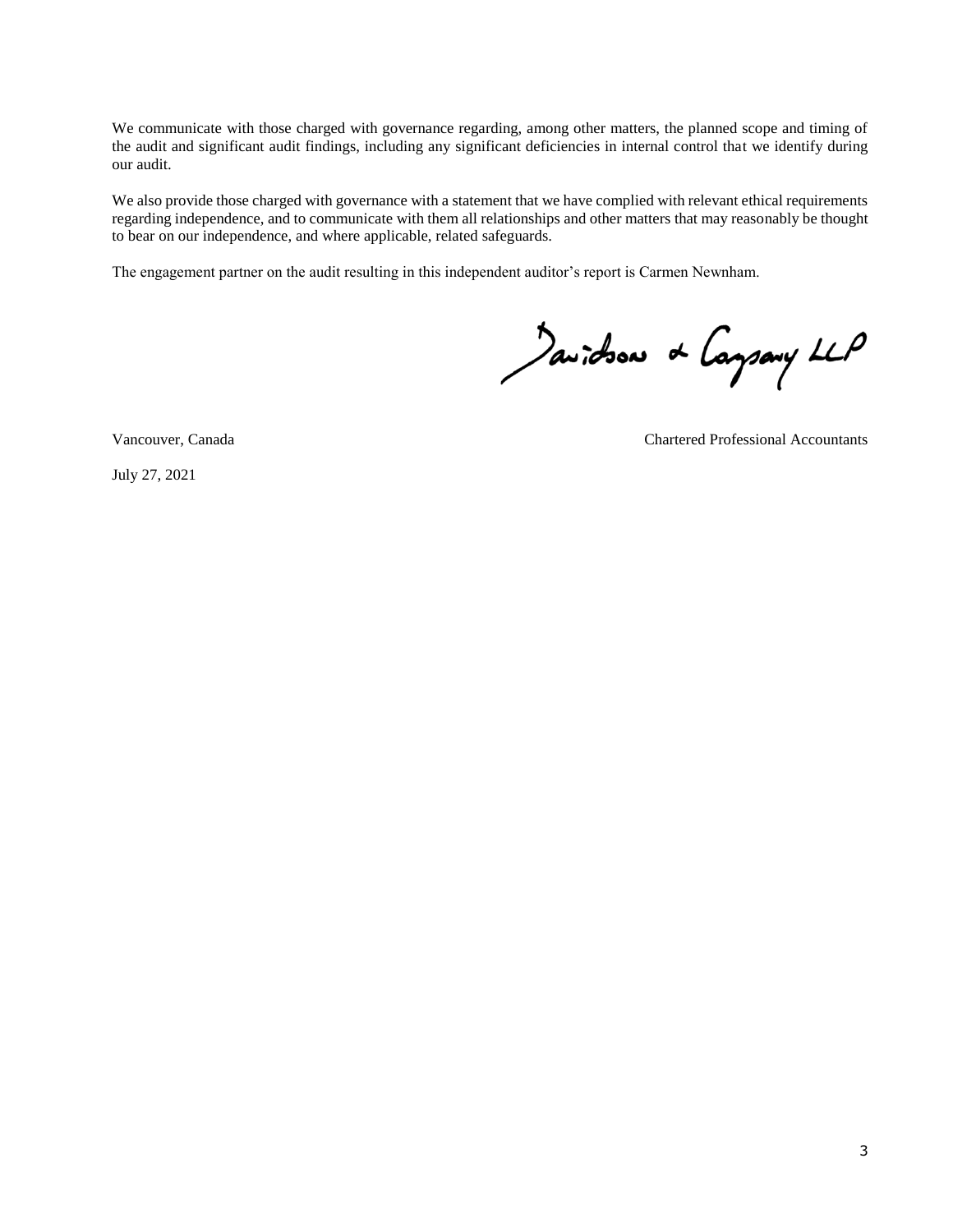We communicate with those charged with governance regarding, among other matters, the planned scope and timing of the audit and significant audit findings, including any significant deficiencies in internal control that we identify during our audit.

We also provide those charged with governance with a statement that we have complied with relevant ethical requirements regarding independence, and to communicate with them all relationships and other matters that may reasonably be thought to bear on our independence, and where applicable, related safeguards.

The engagement partner on the audit resulting in this independent auditor's report is Carmen Newnham.

Davidson & Company LLP

Vancouver, Canada

Chartered Professional Accountants

July 27, 2021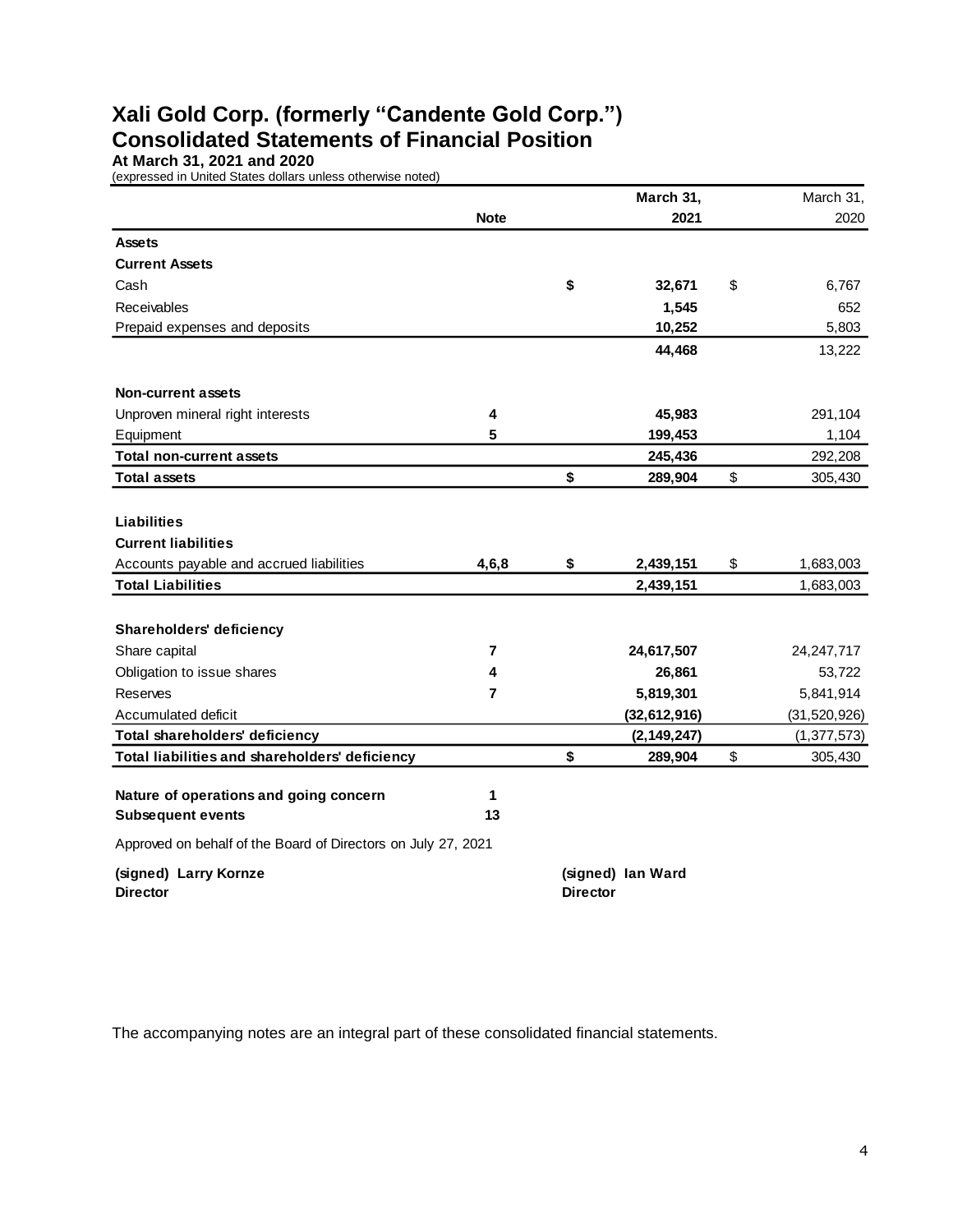# Xali Gold Corp. (formerly "Candente Gold Corp.")
# Consolidated Statements of Financial Position

**At March 31, 2021 and 2020**
(expressed in United States dollars unless otherwise noted)

| | Note | March 31, 2021 | March 31, 2020 |
|---|---|---|---|
| **Assets** | | | |
| **Current Assets** | | | |
| Cash | | **$ 32,671** | $ 6,767 |
| Receivables | | **1,545** | 652 |
| Prepaid expenses and deposits | | **10,252** | 5,803 |
| | | **44,468** | 13,222 |
| **Non-current assets** | | | |
| Unproven mineral right interests | 4 | **45,983** | 291,104 |
| Equipment | 5 | **199,453** | 1,104 |
| **Total non-current assets** | | **245,436** | 292,208 |
| **Total assets** | | **$ 289,904** | $ 305,430 |
| **Liabilities** | | | |
| **Current liabilities** | | | |
| Accounts payable and accrued liabilities | 4,6,8 | **$ 2,439,151** | $ 1,683,003 |
| **Total Liabilities** | | **2,439,151** | 1,683,003 |
| **Shareholders' deficiency** | | | |
| Share capital | 7 | **24,617,507** | 24,247,717 |
| Obligation to issue shares | 4 | **26,861** | 53,722 |
| Reserves | 7 | **5,819,301** | 5,841,914 |
| Accumulated deficit | | **(32,612,916)** | (31,520,926) |
| **Total shareholders' deficiency** | | **(2,149,247)** | (1,377,573) |
| **Total liabilities and shareholders' deficiency** | | **$ 289,904** | $ 305,430 |

**Nature of operations and going concern** 1
**Subsequent events** 13

Approved on behalf of the Board of Directors on July 27, 2021

**(signed) Larry Kornze**
**Director**

**(signed) Ian Ward**
**Director**

The accompanying notes are an integral part of these consolidated financial statements.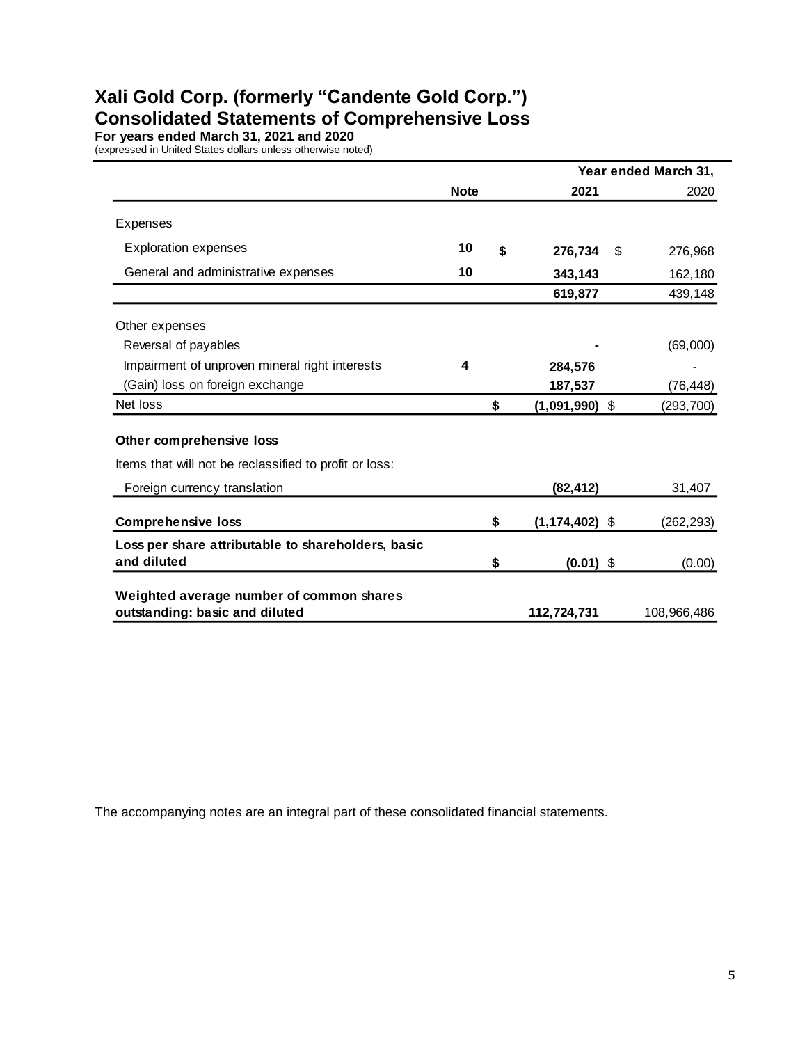# Xali Gold Corp. (formerly "Candente Gold Corp.")
## Consolidated Statements of Comprehensive Loss

**For years ended March 31, 2021 and 2020**
(expressed in United States dollars unless otherwise noted)

| | Note | Year ended March 31, 2021 | 2020 |
|---|---|---|---|
| Expenses | | | |
| Exploration expenses | 10 | $ 276,734 | $ 276,968 |
| General and administrative expenses | 10 | 343,143 | 162,180 |
| | | 619,877 | 439,148 |
| Other expenses | | | |
| Reversal of payables | | - | (69,000) |
| Impairment of unproven mineral right interests | 4 | 284,576 | - |
| (Gain) loss on foreign exchange | | 187,537 | (76,448) |
| Net loss | | $ (1,091,990) | $ (293,700) |
| **Other comprehensive loss** | | | |
| Items that will not be reclassified to profit or loss: | | | |
| Foreign currency translation | | (82,412) | 31,407 |
| **Comprehensive loss** | | $ (1,174,402) | $ (262,293) |
| **Loss per share attributable to shareholders, basic and diluted** | | $ (0.01) | $ (0.00) |
| **Weighted average number of common shares outstanding: basic and diluted** | | 112,724,731 | 108,966,486 |

The accompanying notes are an integral part of these consolidated financial statements.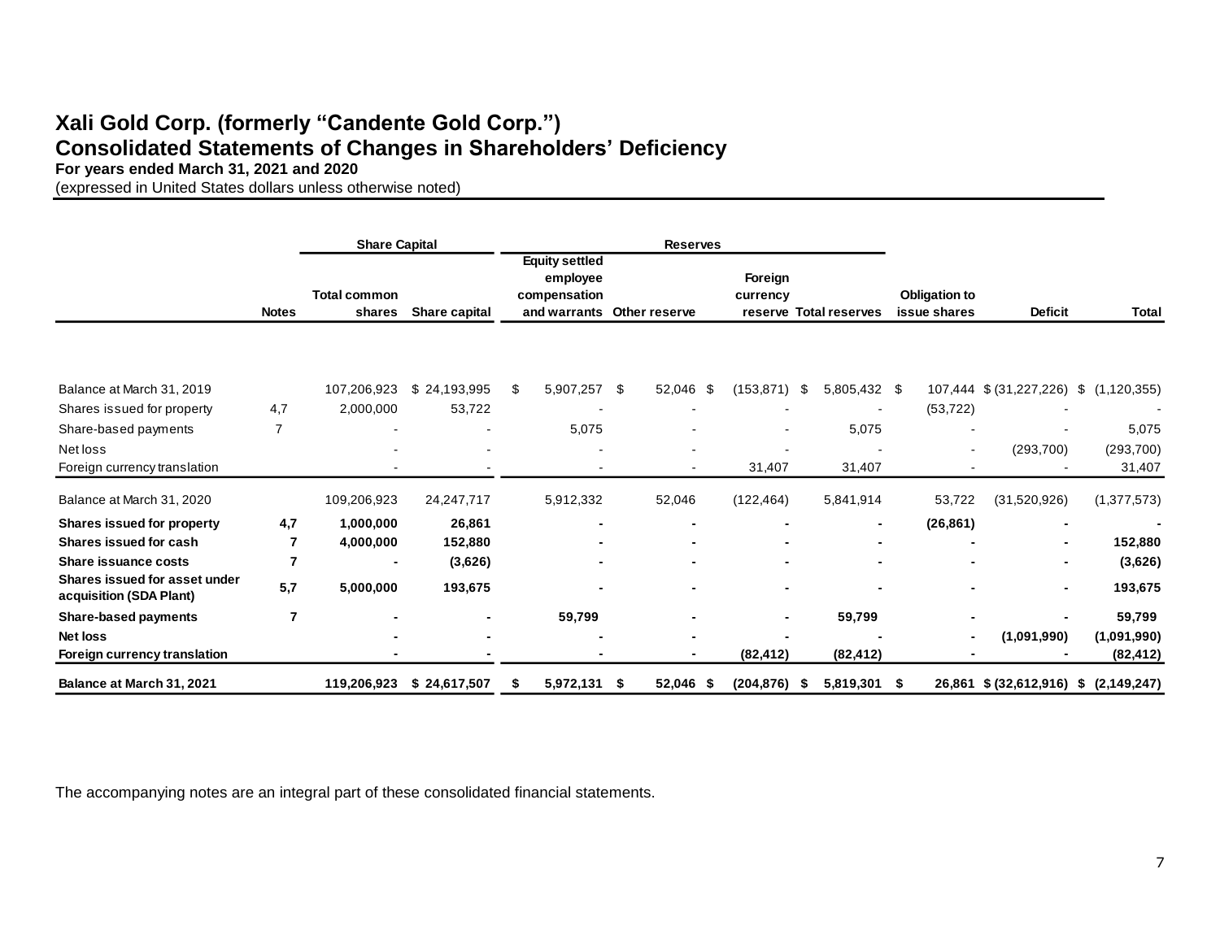# Xali Gold Corp. (formerly "Candente Gold Corp.")
# Consolidated Statements of Changes in Shareholders' Deficiency
**For years ended March 31, 2021 and 2020**
(expressed in United States dollars unless otherwise noted)

| | | Share Capital | | Reserves | | | | | | |
|---|---|---|---|---|---|---|---|---|---|---|
| | Notes | Total common shares | Share capital | Equity settled employee compensation and warrants | Other reserve | Foreign currency reserve | Total reserves | Obligation to issue shares | Deficit | Total |
| Balance at March 31, 2019 | | 107,206,923 | $ 24,193,995 | $ 5,907,257 | $ 52,046 | $ (153,871) | $ 5,805,432 | $ 107,444 | $ (31,227,226) | $ (1,120,355) |
| Shares issued for property | 4,7 | 2,000,000 | 53,722 | - | - | - | - | (53,722) | - | - |
| Share-based payments | 7 | - | - | 5,075 | - | - | 5,075 | - | - | 5,075 |
| Net loss | | - | - | - | - | - | - | - | (293,700) | (293,700) |
| Foreign currency translation | | - | - | - | - | 31,407 | 31,407 | - | - | 31,407 |
| Balance at March 31, 2020 | | 109,206,923 | 24,247,717 | 5,912,332 | 52,046 | (122,464) | 5,841,914 | 53,722 | (31,520,926) | (1,377,573) |
| **Shares issued for property** | **4,7** | **1,000,000** | **26,861** | **-** | **-** | **-** | **-** | **(26,861)** | **-** | **-** |
| **Shares issued for cash** | **7** | **4,000,000** | **152,880** | **-** | **-** | **-** | **-** | **-** | **-** | **152,880** |
| **Share issuance costs** | **7** | **-** | **(3,626)** | **-** | **-** | **-** | **-** | **-** | **-** | **(3,626)** |
| **Shares issued for asset under acquisition (SDA Plant)** | **5,7** | **5,000,000** | **193,675** | **-** | **-** | **-** | **-** | **-** | **-** | **193,675** |
| **Share-based payments** | **7** | **-** | **-** | **59,799** | **-** | **-** | **59,799** | **-** | **-** | **59,799** |
| **Net loss** | | **-** | **-** | **-** | **-** | **-** | **-** | **-** | **(1,091,990)** | **(1,091,990)** |
| **Foreign currency translation** | | **-** | **-** | **-** | **-** | **(82,412)** | **(82,412)** | **-** | **-** | **(82,412)** |
| **Balance at March 31, 2021** | | **119,206,923** | **$ 24,617,507** | **$ 5,972,131** | **$ 52,046** | **$ (204,876)** | **$ 5,819,301** | **$ 26,861** | **$ (32,612,916)** | **$ (2,149,247)** |

The accompanying notes are an integral part of these consolidated financial statements.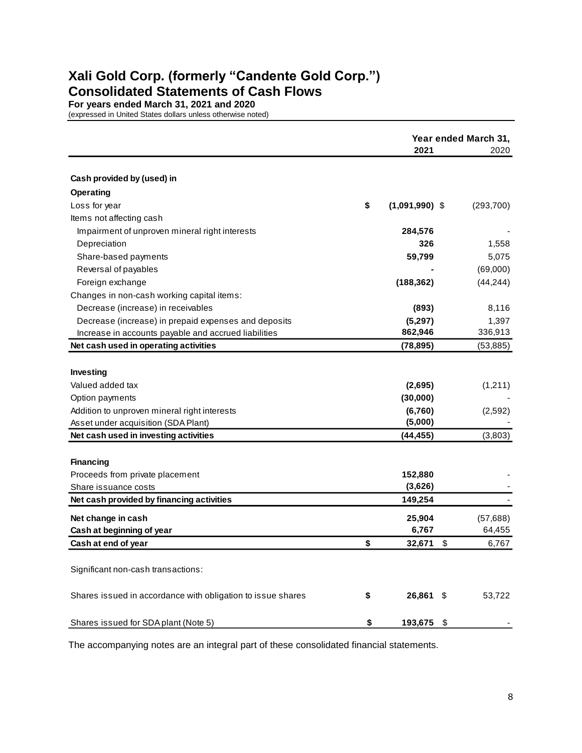# Xali Gold Corp. (formerly "Candente Gold Corp.")
## Consolidated Statements of Cash Flows
**For years ended March 31, 2021 and 2020**
(expressed in United States dollars unless otherwise noted)

| | Year ended March 31, 2021 | 2020 |
|---|---|---|
| **Cash provided by (used) in** | | |
| **Operating** | | |
| Loss for year | **$ (1,091,990)** | $ (293,700) |
| Items not affecting cash | | |
| Impairment of unproven mineral right interests | **284,576** | - |
| Depreciation | **326** | 1,558 |
| Share-based payments | **59,799** | 5,075 |
| Reversal of payables | **-** | (69,000) |
| Foreign exchange | **(188,362)** | (44,244) |
| Changes in non-cash working capital items: | | |
| Decrease (increase) in receivables | **(893)** | 8,116 |
| Decrease (increase) in prepaid expenses and deposits | **(5,297)** | 1,397 |
| Increase in accounts payable and accrued liabilities | **862,946** | 336,913 |
| **Net cash used in operating activities** | **(78,895)** | (53,885) |
| **Investing** | | |
| Valued added tax | **(2,695)** | (1,211) |
| Option payments | **(30,000)** | - |
| Addition to unproven mineral right interests | **(6,760)** | (2,592) |
| Asset under acquisition (SDA Plant) | **(5,000)** | - |
| **Net cash used in investing activities** | **(44,455)** | (3,803) |
| **Financing** | | |
| Proceeds from private placement | **152,880** | - |
| Share issuance costs | **(3,626)** | - |
| **Net cash provided by financing activities** | **149,254** | - |
| **Net change in cash** | **25,904** | (57,688) |
| **Cash at beginning of year** | **6,767** | 64,455 |
| **Cash at end of year** | **$ 32,671** | $ 6,767 |
| Significant non-cash transactions: | | |
| Shares issued in accordance with obligation to issue shares | **$ 26,861** | $ 53,722 |
| Shares issued for SDA plant (Note 5) | **$ 193,675** | $ - |

The accompanying notes are an integral part of these consolidated financial statements.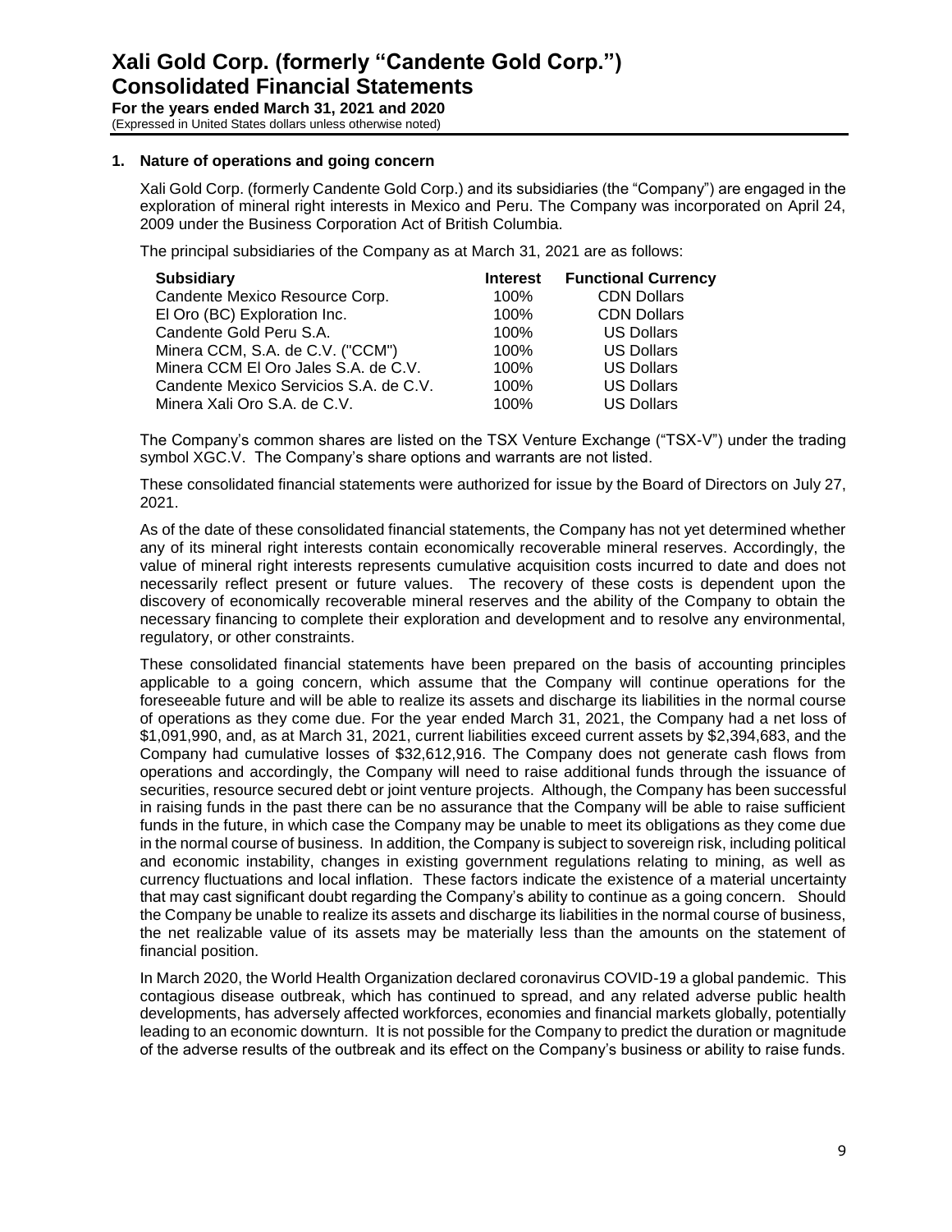## 1. Nature of operations and going concern

Xali Gold Corp. (formerly Candente Gold Corp.) and its subsidiaries (the "Company") are engaged in the exploration of mineral right interests in Mexico and Peru. The Company was incorporated on April 24, 2009 under the Business Corporation Act of British Columbia.

The principal subsidiaries of the Company as at March 31, 2021 are as follows:

| Subsidiary | Interest | Functional Currency |
|---|---|---|
| Candente Mexico Resource Corp. | 100% | CDN Dollars |
| El Oro (BC) Exploration Inc. | 100% | CDN Dollars |
| Candente Gold Peru S.A. | 100% | US Dollars |
| Minera CCM, S.A. de C.V. ("CCM") | 100% | US Dollars |
| Minera CCM El Oro Jales S.A. de C.V. | 100% | US Dollars |
| Candente Mexico Servicios S.A. de C.V. | 100% | US Dollars |
| Minera Xali Oro S.A. de C.V. | 100% | US Dollars |

The Company's common shares are listed on the TSX Venture Exchange ("TSX-V") under the trading symbol XGC.V. The Company's share options and warrants are not listed.

These consolidated financial statements were authorized for issue by the Board of Directors on July 27, 2021.

As of the date of these consolidated financial statements, the Company has not yet determined whether any of its mineral right interests contain economically recoverable mineral reserves. Accordingly, the value of mineral right interests represents cumulative acquisition costs incurred to date and does not necessarily reflect present or future values. The recovery of these costs is dependent upon the discovery of economically recoverable mineral reserves and the ability of the Company to obtain the necessary financing to complete their exploration and development and to resolve any environmental, regulatory, or other constraints.

These consolidated financial statements have been prepared on the basis of accounting principles applicable to a going concern, which assume that the Company will continue operations for the foreseeable future and will be able to realize its assets and discharge its liabilities in the normal course of operations as they come due. For the year ended March 31, 2021, the Company had a net loss of $1,091,990, and, as at March 31, 2021, current liabilities exceed current assets by $2,394,683, and the Company had cumulative losses of $32,612,916. The Company does not generate cash flows from operations and accordingly, the Company will need to raise additional funds through the issuance of securities, resource secured debt or joint venture projects. Although, the Company has been successful in raising funds in the past there can be no assurance that the Company will be able to raise sufficient funds in the future, in which case the Company may be unable to meet its obligations as they come due in the normal course of business. In addition, the Company is subject to sovereign risk, including political and economic instability, changes in existing government regulations relating to mining, as well as currency fluctuations and local inflation. These factors indicate the existence of a material uncertainty that may cast significant doubt regarding the Company's ability to continue as a going concern. Should the Company be unable to realize its assets and discharge its liabilities in the normal course of business, the net realizable value of its assets may be materially less than the amounts on the statement of financial position.

In March 2020, the World Health Organization declared coronavirus COVID-19 a global pandemic. This contagious disease outbreak, which has continued to spread, and any related adverse public health developments, has adversely affected workforces, economies and financial markets globally, potentially leading to an economic downturn. It is not possible for the Company to predict the duration or magnitude of the adverse results of the outbreak and its effect on the Company's business or ability to raise funds.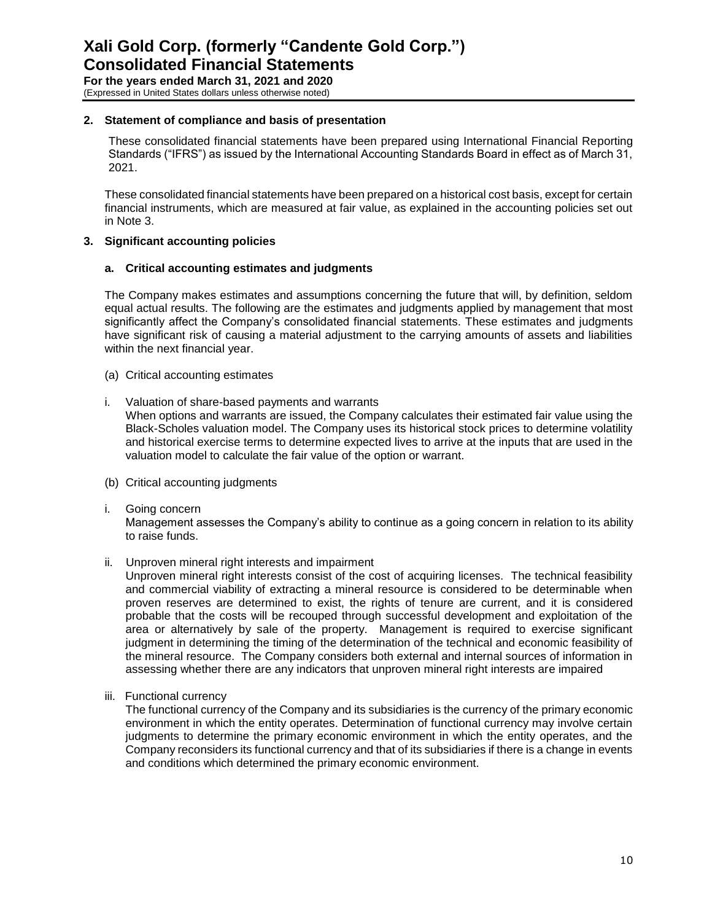## 2. Statement of compliance and basis of presentation

These consolidated financial statements have been prepared using International Financial Reporting Standards ("IFRS") as issued by the International Accounting Standards Board in effect as of March 31, 2021.

These consolidated financial statements have been prepared on a historical cost basis, except for certain financial instruments, which are measured at fair value, as explained in the accounting policies set out in Note 3.

## 3. Significant accounting policies

### a. Critical accounting estimates and judgments

The Company makes estimates and assumptions concerning the future that will, by definition, seldom equal actual results. The following are the estimates and judgments applied by management that most significantly affect the Company's consolidated financial statements. These estimates and judgments have significant risk of causing a material adjustment to the carrying amounts of assets and liabilities within the next financial year.

(a) Critical accounting estimates

i. Valuation of share-based payments and warrants
When options and warrants are issued, the Company calculates their estimated fair value using the Black-Scholes valuation model. The Company uses its historical stock prices to determine volatility and historical exercise terms to determine expected lives to arrive at the inputs that are used in the valuation model to calculate the fair value of the option or warrant.

(b) Critical accounting judgments

i. Going concern
Management assesses the Company's ability to continue as a going concern in relation to its ability to raise funds.

ii. Unproven mineral right interests and impairment
Unproven mineral right interests consist of the cost of acquiring licenses. The technical feasibility and commercial viability of extracting a mineral resource is considered to be determinable when proven reserves are determined to exist, the rights of tenure are current, and it is considered probable that the costs will be recouped through successful development and exploitation of the area or alternatively by sale of the property. Management is required to exercise significant judgment in determining the timing of the determination of the technical and economic feasibility of the mineral resource. The Company considers both external and internal sources of information in assessing whether there are any indicators that unproven mineral right interests are impaired

iii. Functional currency
The functional currency of the Company and its subsidiaries is the currency of the primary economic environment in which the entity operates. Determination of functional currency may involve certain judgments to determine the primary economic environment in which the entity operates, and the Company reconsiders its functional currency and that of its subsidiaries if there is a change in events and conditions which determined the primary economic environment.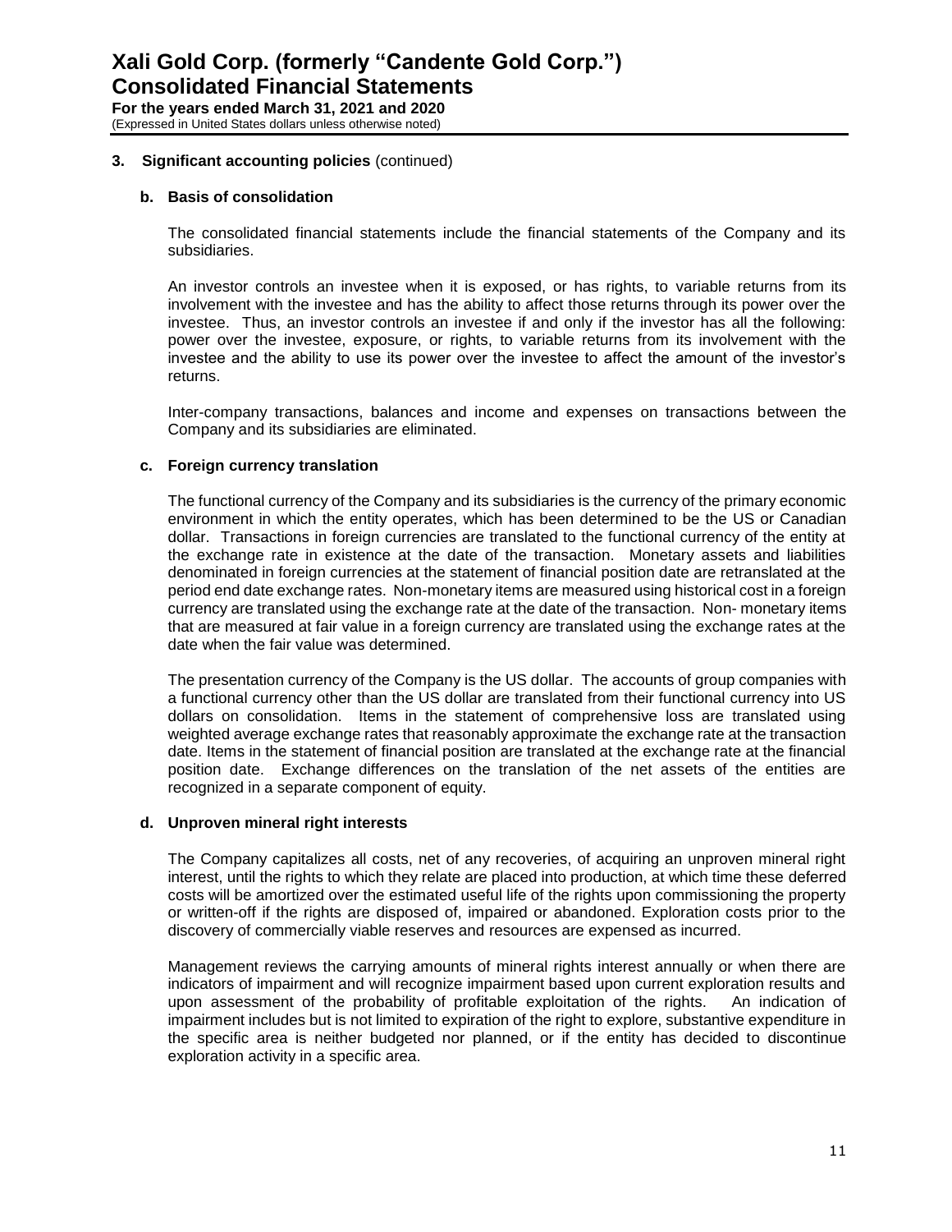## 3. Significant accounting policies (continued)

### b. Basis of consolidation

The consolidated financial statements include the financial statements of the Company and its subsidiaries.

An investor controls an investee when it is exposed, or has rights, to variable returns from its involvement with the investee and has the ability to affect those returns through its power over the investee. Thus, an investor controls an investee if and only if the investor has all the following: power over the investee, exposure, or rights, to variable returns from its involvement with the investee and the ability to use its power over the investee to affect the amount of the investor's returns.

Inter-company transactions, balances and income and expenses on transactions between the Company and its subsidiaries are eliminated.

### c. Foreign currency translation

The functional currency of the Company and its subsidiaries is the currency of the primary economic environment in which the entity operates, which has been determined to be the US or Canadian dollar. Transactions in foreign currencies are translated to the functional currency of the entity at the exchange rate in existence at the date of the transaction. Monetary assets and liabilities denominated in foreign currencies at the statement of financial position date are retranslated at the period end date exchange rates. Non-monetary items are measured using historical cost in a foreign currency are translated using the exchange rate at the date of the transaction. Non- monetary items that are measured at fair value in a foreign currency are translated using the exchange rates at the date when the fair value was determined.

The presentation currency of the Company is the US dollar. The accounts of group companies with a functional currency other than the US dollar are translated from their functional currency into US dollars on consolidation. Items in the statement of comprehensive loss are translated using weighted average exchange rates that reasonably approximate the exchange rate at the transaction date. Items in the statement of financial position are translated at the exchange rate at the financial position date. Exchange differences on the translation of the net assets of the entities are recognized in a separate component of equity.

### d. Unproven mineral right interests

The Company capitalizes all costs, net of any recoveries, of acquiring an unproven mineral right interest, until the rights to which they relate are placed into production, at which time these deferred costs will be amortized over the estimated useful life of the rights upon commissioning the property or written-off if the rights are disposed of, impaired or abandoned. Exploration costs prior to the discovery of commercially viable reserves and resources are expensed as incurred.

Management reviews the carrying amounts of mineral rights interest annually or when there are indicators of impairment and will recognize impairment based upon current exploration results and upon assessment of the probability of profitable exploitation of the rights. An indication of impairment includes but is not limited to expiration of the right to explore, substantive expenditure in the specific area is neither budgeted nor planned, or if the entity has decided to discontinue exploration activity in a specific area.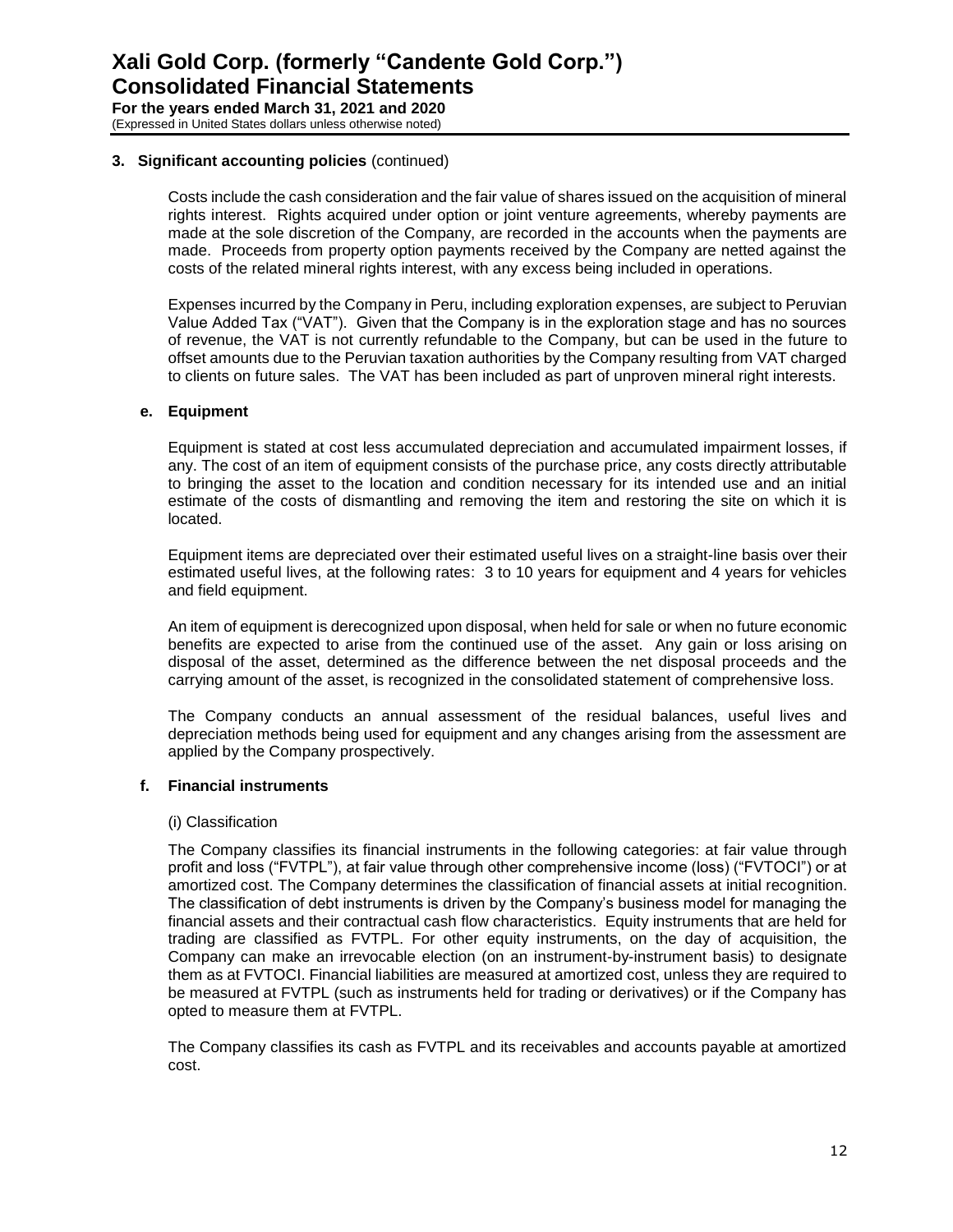## 3. Significant accounting policies (continued)

Costs include the cash consideration and the fair value of shares issued on the acquisition of mineral rights interest. Rights acquired under option or joint venture agreements, whereby payments are made at the sole discretion of the Company, are recorded in the accounts when the payments are made. Proceeds from property option payments received by the Company are netted against the costs of the related mineral rights interest, with any excess being included in operations.

Expenses incurred by the Company in Peru, including exploration expenses, are subject to Peruvian Value Added Tax ("VAT"). Given that the Company is in the exploration stage and has no sources of revenue, the VAT is not currently refundable to the Company, but can be used in the future to offset amounts due to the Peruvian taxation authorities by the Company resulting from VAT charged to clients on future sales. The VAT has been included as part of unproven mineral right interests.

### e. Equipment

Equipment is stated at cost less accumulated depreciation and accumulated impairment losses, if any. The cost of an item of equipment consists of the purchase price, any costs directly attributable to bringing the asset to the location and condition necessary for its intended use and an initial estimate of the costs of dismantling and removing the item and restoring the site on which it is located.

Equipment items are depreciated over their estimated useful lives on a straight-line basis over their estimated useful lives, at the following rates: 3 to 10 years for equipment and 4 years for vehicles and field equipment.

An item of equipment is derecognized upon disposal, when held for sale or when no future economic benefits are expected to arise from the continued use of the asset. Any gain or loss arising on disposal of the asset, determined as the difference between the net disposal proceeds and the carrying amount of the asset, is recognized in the consolidated statement of comprehensive loss.

The Company conducts an annual assessment of the residual balances, useful lives and depreciation methods being used for equipment and any changes arising from the assessment are applied by the Company prospectively.

### f. Financial instruments

(i) Classification

The Company classifies its financial instruments in the following categories: at fair value through profit and loss ("FVTPL"), at fair value through other comprehensive income (loss) ("FVTOCI") or at amortized cost. The Company determines the classification of financial assets at initial recognition. The classification of debt instruments is driven by the Company's business model for managing the financial assets and their contractual cash flow characteristics. Equity instruments that are held for trading are classified as FVTPL. For other equity instruments, on the day of acquisition, the Company can make an irrevocable election (on an instrument-by-instrument basis) to designate them as at FVTOCI. Financial liabilities are measured at amortized cost, unless they are required to be measured at FVTPL (such as instruments held for trading or derivatives) or if the Company has opted to measure them at FVTPL.

The Company classifies its cash as FVTPL and its receivables and accounts payable at amortized cost.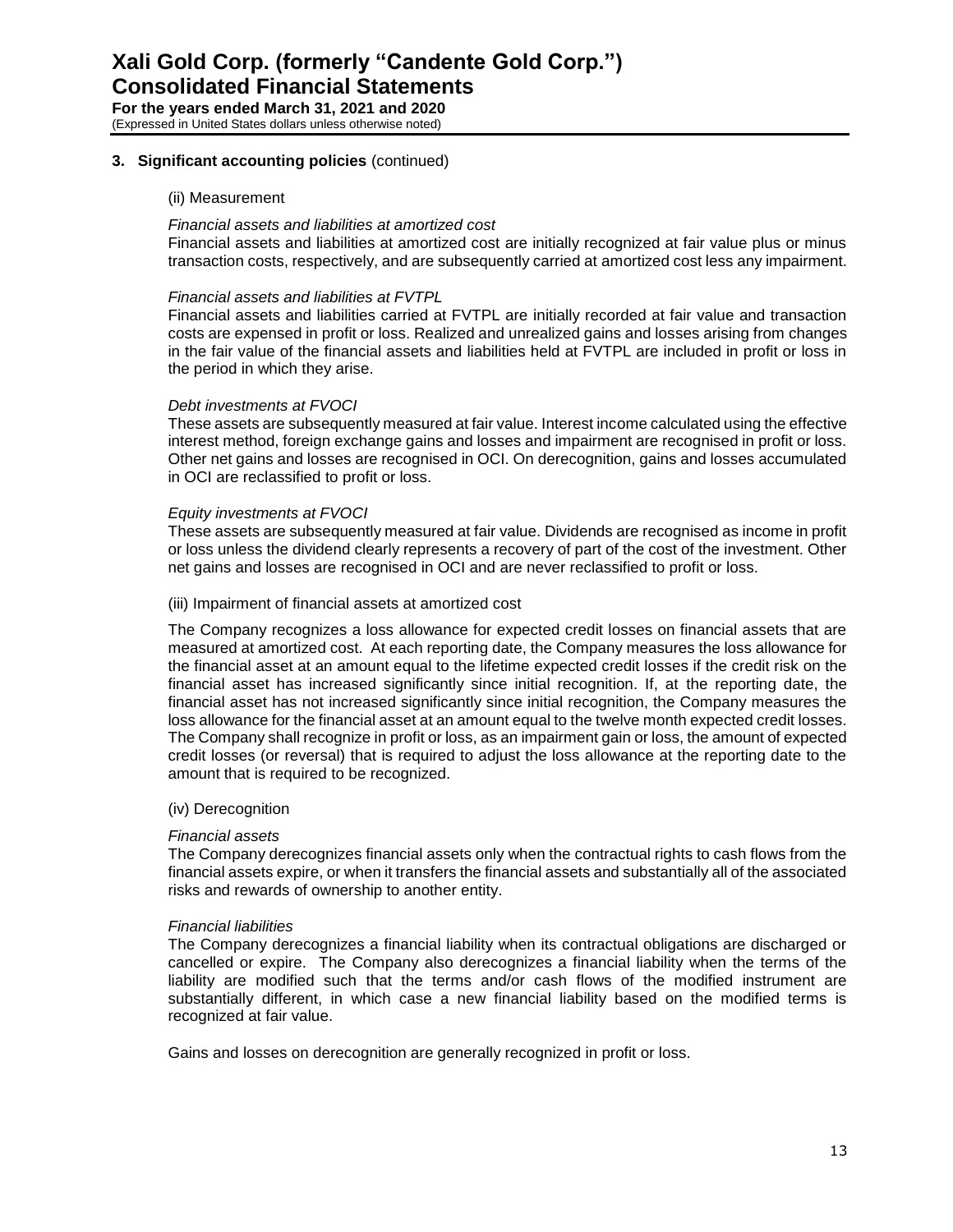### 3. Significant accounting policies (continued)

(ii) Measurement

*Financial assets and liabilities at amortized cost*

Financial assets and liabilities at amortized cost are initially recognized at fair value plus or minus transaction costs, respectively, and are subsequently carried at amortized cost less any impairment.

*Financial assets and liabilities at FVTPL*

Financial assets and liabilities carried at FVTPL are initially recorded at fair value and transaction costs are expensed in profit or loss. Realized and unrealized gains and losses arising from changes in the fair value of the financial assets and liabilities held at FVTPL are included in profit or loss in the period in which they arise.

*Debt investments at FVOCI*

These assets are subsequently measured at fair value. Interest income calculated using the effective interest method, foreign exchange gains and losses and impairment are recognised in profit or loss. Other net gains and losses are recognised in OCI. On derecognition, gains and losses accumulated in OCI are reclassified to profit or loss.

*Equity investments at FVOCI*

These assets are subsequently measured at fair value. Dividends are recognised as income in profit or loss unless the dividend clearly represents a recovery of part of the cost of the investment. Other net gains and losses are recognised in OCI and are never reclassified to profit or loss.

(iii) Impairment of financial assets at amortized cost

The Company recognizes a loss allowance for expected credit losses on financial assets that are measured at amortized cost. At each reporting date, the Company measures the loss allowance for the financial asset at an amount equal to the lifetime expected credit losses if the credit risk on the financial asset has increased significantly since initial recognition. If, at the reporting date, the financial asset has not increased significantly since initial recognition, the Company measures the loss allowance for the financial asset at an amount equal to the twelve month expected credit losses. The Company shall recognize in profit or loss, as an impairment gain or loss, the amount of expected credit losses (or reversal) that is required to adjust the loss allowance at the reporting date to the amount that is required to be recognized.

(iv) Derecognition

*Financial assets*

The Company derecognizes financial assets only when the contractual rights to cash flows from the financial assets expire, or when it transfers the financial assets and substantially all of the associated risks and rewards of ownership to another entity.

*Financial liabilities*

The Company derecognizes a financial liability when its contractual obligations are discharged or cancelled or expire. The Company also derecognizes a financial liability when the terms of the liability are modified such that the terms and/or cash flows of the modified instrument are substantially different, in which case a new financial liability based on the modified terms is recognized at fair value.

Gains and losses on derecognition are generally recognized in profit or loss.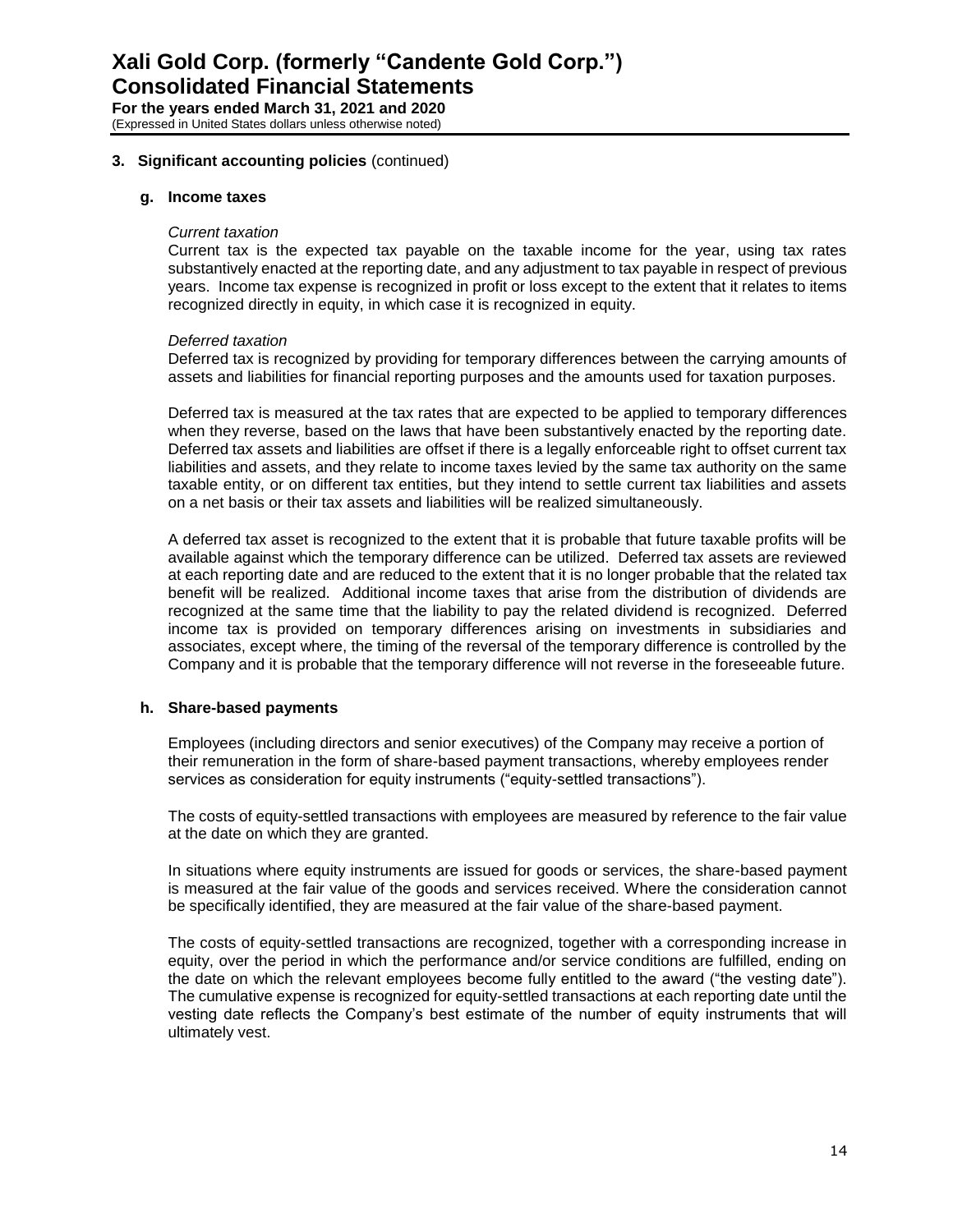## 3. Significant accounting policies (continued)

### g. Income taxes

*Current taxation*

Current tax is the expected tax payable on the taxable income for the year, using tax rates substantively enacted at the reporting date, and any adjustment to tax payable in respect of previous years. Income tax expense is recognized in profit or loss except to the extent that it relates to items recognized directly in equity, in which case it is recognized in equity.

*Deferred taxation*

Deferred tax is recognized by providing for temporary differences between the carrying amounts of assets and liabilities for financial reporting purposes and the amounts used for taxation purposes.

Deferred tax is measured at the tax rates that are expected to be applied to temporary differences when they reverse, based on the laws that have been substantively enacted by the reporting date. Deferred tax assets and liabilities are offset if there is a legally enforceable right to offset current tax liabilities and assets, and they relate to income taxes levied by the same tax authority on the same taxable entity, or on different tax entities, but they intend to settle current tax liabilities and assets on a net basis or their tax assets and liabilities will be realized simultaneously.

A deferred tax asset is recognized to the extent that it is probable that future taxable profits will be available against which the temporary difference can be utilized. Deferred tax assets are reviewed at each reporting date and are reduced to the extent that it is no longer probable that the related tax benefit will be realized. Additional income taxes that arise from the distribution of dividends are recognized at the same time that the liability to pay the related dividend is recognized. Deferred income tax is provided on temporary differences arising on investments in subsidiaries and associates, except where, the timing of the reversal of the temporary difference is controlled by the Company and it is probable that the temporary difference will not reverse in the foreseeable future.

### h. Share-based payments

Employees (including directors and senior executives) of the Company may receive a portion of their remuneration in the form of share-based payment transactions, whereby employees render services as consideration for equity instruments ("equity-settled transactions").

The costs of equity-settled transactions with employees are measured by reference to the fair value at the date on which they are granted.

In situations where equity instruments are issued for goods or services, the share-based payment is measured at the fair value of the goods and services received. Where the consideration cannot be specifically identified, they are measured at the fair value of the share-based payment.

The costs of equity-settled transactions are recognized, together with a corresponding increase in equity, over the period in which the performance and/or service conditions are fulfilled, ending on the date on which the relevant employees become fully entitled to the award ("the vesting date"). The cumulative expense is recognized for equity-settled transactions at each reporting date until the vesting date reflects the Company's best estimate of the number of equity instruments that will ultimately vest.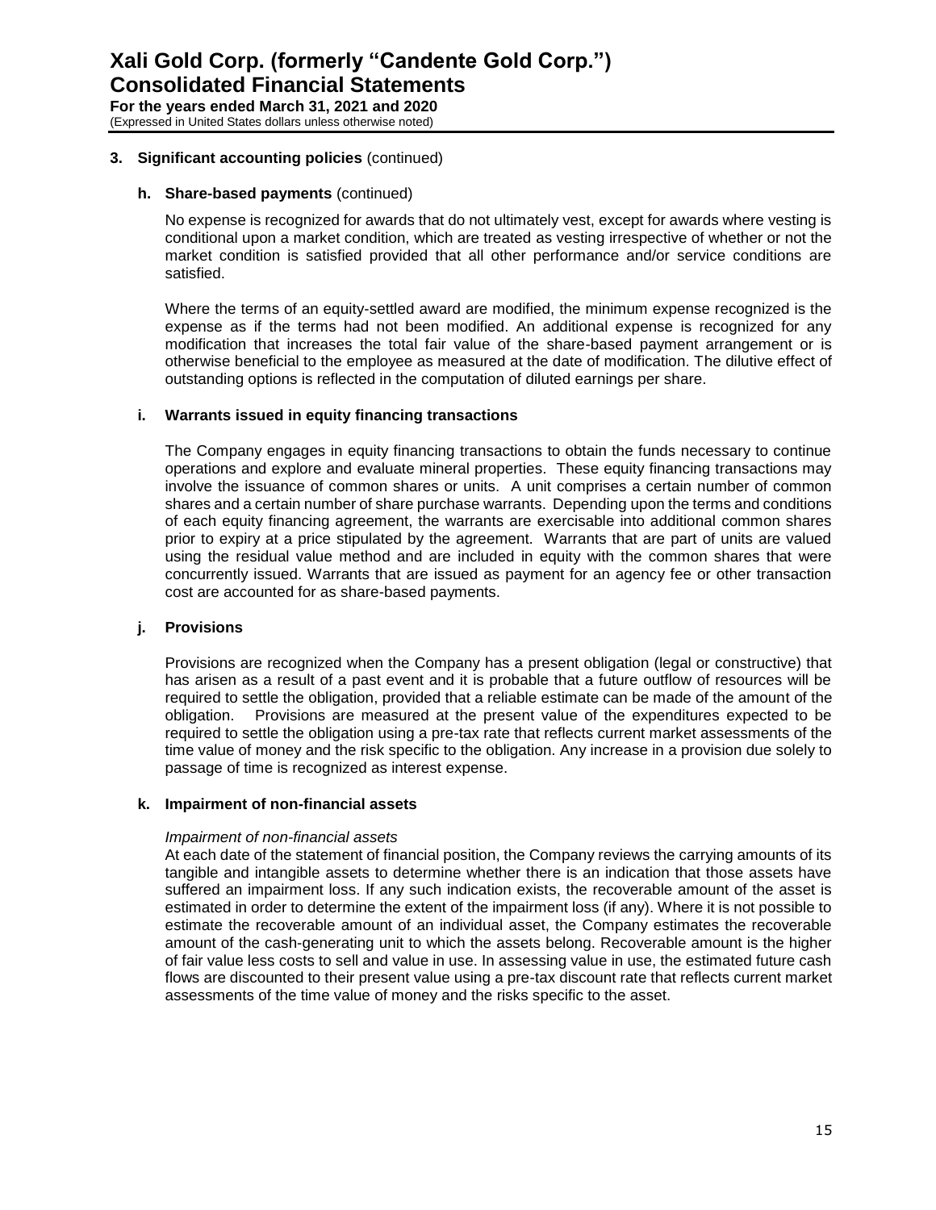**3. Significant accounting policies** (continued)

**h. Share-based payments** (continued)

No expense is recognized for awards that do not ultimately vest, except for awards where vesting is conditional upon a market condition, which are treated as vesting irrespective of whether or not the market condition is satisfied provided that all other performance and/or service conditions are satisfied.

Where the terms of an equity-settled award are modified, the minimum expense recognized is the expense as if the terms had not been modified. An additional expense is recognized for any modification that increases the total fair value of the share-based payment arrangement or is otherwise beneficial to the employee as measured at the date of modification. The dilutive effect of outstanding options is reflected in the computation of diluted earnings per share.

**i. Warrants issued in equity financing transactions**

The Company engages in equity financing transactions to obtain the funds necessary to continue operations and explore and evaluate mineral properties. These equity financing transactions may involve the issuance of common shares or units. A unit comprises a certain number of common shares and a certain number of share purchase warrants. Depending upon the terms and conditions of each equity financing agreement, the warrants are exercisable into additional common shares prior to expiry at a price stipulated by the agreement. Warrants that are part of units are valued using the residual value method and are included in equity with the common shares that were concurrently issued. Warrants that are issued as payment for an agency fee or other transaction cost are accounted for as share-based payments.

**j. Provisions**

Provisions are recognized when the Company has a present obligation (legal or constructive) that has arisen as a result of a past event and it is probable that a future outflow of resources will be required to settle the obligation, provided that a reliable estimate can be made of the amount of the obligation. Provisions are measured at the present value of the expenditures expected to be required to settle the obligation using a pre-tax rate that reflects current market assessments of the time value of money and the risk specific to the obligation. Any increase in a provision due solely to passage of time is recognized as interest expense.

**k. Impairment of non-financial assets**

*Impairment of non-financial assets*

At each date of the statement of financial position, the Company reviews the carrying amounts of its tangible and intangible assets to determine whether there is an indication that those assets have suffered an impairment loss. If any such indication exists, the recoverable amount of the asset is estimated in order to determine the extent of the impairment loss (if any). Where it is not possible to estimate the recoverable amount of an individual asset, the Company estimates the recoverable amount of the cash-generating unit to which the assets belong. Recoverable amount is the higher of fair value less costs to sell and value in use. In assessing value in use, the estimated future cash flows are discounted to their present value using a pre-tax discount rate that reflects current market assessments of the time value of money and the risks specific to the asset.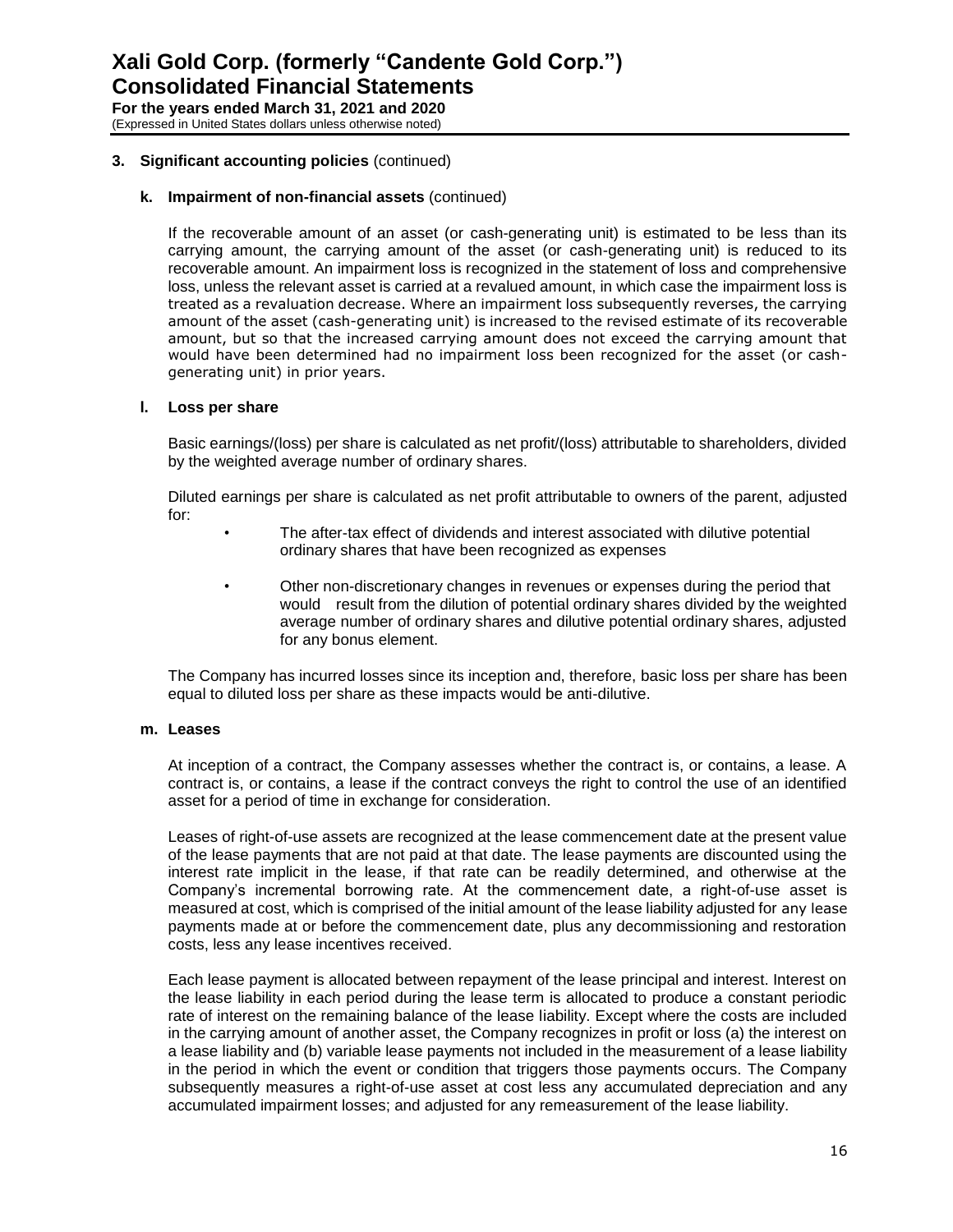## 3. Significant accounting policies (continued)

### k. Impairment of non-financial assets (continued)

If the recoverable amount of an asset (or cash-generating unit) is estimated to be less than its carrying amount, the carrying amount of the asset (or cash-generating unit) is reduced to its recoverable amount. An impairment loss is recognized in the statement of loss and comprehensive loss, unless the relevant asset is carried at a revalued amount, in which case the impairment loss is treated as a revaluation decrease. Where an impairment loss subsequently reverses, the carrying amount of the asset (cash-generating unit) is increased to the revised estimate of its recoverable amount, but so that the increased carrying amount does not exceed the carrying amount that would have been determined had no impairment loss been recognized for the asset (or cash-generating unit) in prior years.

### l. Loss per share

Basic earnings/(loss) per share is calculated as net profit/(loss) attributable to shareholders, divided by the weighted average number of ordinary shares.

Diluted earnings per share is calculated as net profit attributable to owners of the parent, adjusted for:

- The after-tax effect of dividends and interest associated with dilutive potential ordinary shares that have been recognized as expenses
- Other non-discretionary changes in revenues or expenses during the period that would result from the dilution of potential ordinary shares divided by the weighted average number of ordinary shares and dilutive potential ordinary shares, adjusted for any bonus element.

The Company has incurred losses since its inception and, therefore, basic loss per share has been equal to diluted loss per share as these impacts would be anti-dilutive.

### m. Leases

At inception of a contract, the Company assesses whether the contract is, or contains, a lease. A contract is, or contains, a lease if the contract conveys the right to control the use of an identified asset for a period of time in exchange for consideration.

Leases of right-of-use assets are recognized at the lease commencement date at the present value of the lease payments that are not paid at that date. The lease payments are discounted using the interest rate implicit in the lease, if that rate can be readily determined, and otherwise at the Company's incremental borrowing rate. At the commencement date, a right-of-use asset is measured at cost, which is comprised of the initial amount of the lease liability adjusted for any lease payments made at or before the commencement date, plus any decommissioning and restoration costs, less any lease incentives received.

Each lease payment is allocated between repayment of the lease principal and interest. Interest on the lease liability in each period during the lease term is allocated to produce a constant periodic rate of interest on the remaining balance of the lease liability. Except where the costs are included in the carrying amount of another asset, the Company recognizes in profit or loss (a) the interest on a lease liability and (b) variable lease payments not included in the measurement of a lease liability in the period in which the event or condition that triggers those payments occurs. The Company subsequently measures a right-of-use asset at cost less any accumulated depreciation and any accumulated impairment losses; and adjusted for any remeasurement of the lease liability.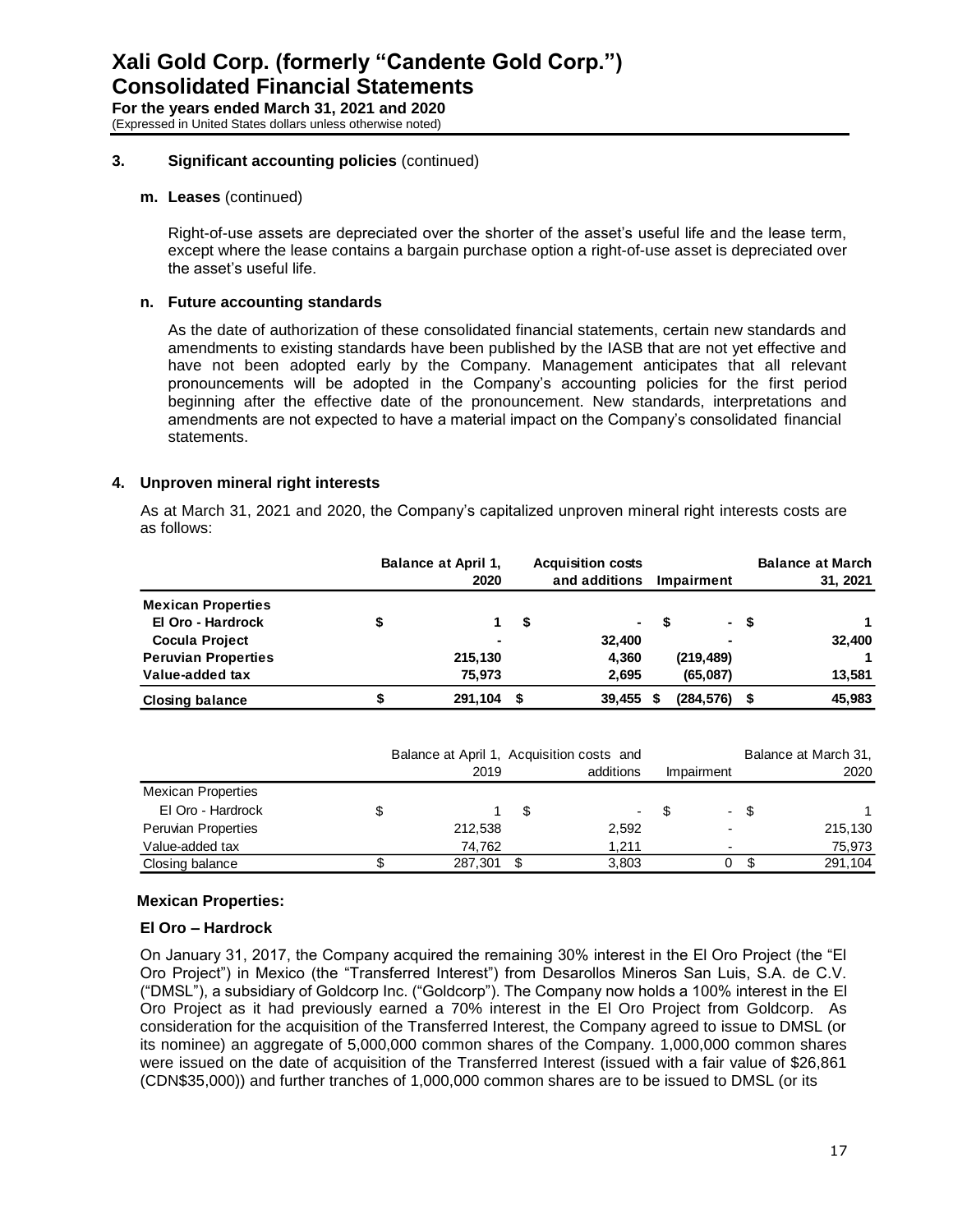### 3. Significant accounting policies (continued)

#### m. Leases (continued)

Right-of-use assets are depreciated over the shorter of the asset's useful life and the lease term, except where the lease contains a bargain purchase option a right-of-use asset is depreciated over the asset's useful life.

#### n. Future accounting standards

As the date of authorization of these consolidated financial statements, certain new standards and amendments to existing standards have been published by the IASB that are not yet effective and have not been adopted early by the Company. Management anticipates that all relevant pronouncements will be adopted in the Company's accounting policies for the first period beginning after the effective date of the pronouncement. New standards, interpretations and amendments are not expected to have a material impact on the Company's consolidated financial statements.

### 4. Unproven mineral right interests

As at March 31, 2021 and 2020, the Company's capitalized unproven mineral right interests costs are as follows:

| | Balance at April 1, 2020 | Acquisition costs and additions | Impairment | Balance at March 31, 2021 |
|---|---|---|---|---|
| **Mexican Properties** | | | | |
| **El Oro - Hardrock** | $ 1 | $ - | $ - | $ 1 |
| **Cocula Project** | - | 32,400 | - | 32,400 |
| **Peruvian Properties** | 215,130 | 4,360 | (219,489) | 1 |
| **Value-added tax** | 75,973 | 2,695 | (65,087) | 13,581 |
| **Closing balance** | $ 291,104 | $ 39,455 | $ (284,576) | $ 45,983 |

| | Balance at April 1, 2019 | Acquisition costs and additions | Impairment | Balance at March 31, 2020 |
|---|---|---|---|---|
| Mexican Properties | | | | |
| El Oro - Hardrock | $ 1 | $ - | $ - | $ 1 |
| Peruvian Properties | 212,538 | 2,592 | - | 215,130 |
| Value-added tax | 74,762 | 1,211 | - | 75,973 |
| Closing balance | $ 287,301 | $ 3,803 | 0 | $ 291,104 |

**Mexican Properties:**

**El Oro – Hardrock**

On January 31, 2017, the Company acquired the remaining 30% interest in the El Oro Project (the "El Oro Project") in Mexico (the "Transferred Interest") from Desarollos Mineros San Luis, S.A. de C.V. ("DMSL"), a subsidiary of Goldcorp Inc. ("Goldcorp"). The Company now holds a 100% interest in the El Oro Project as it had previously earned a 70% interest in the El Oro Project from Goldcorp. As consideration for the acquisition of the Transferred Interest, the Company agreed to issue to DMSL (or its nominee) an aggregate of 5,000,000 common shares of the Company. 1,000,000 common shares were issued on the date of acquisition of the Transferred Interest (issued with a fair value of $26,861 (CDN$35,000)) and further tranches of 1,000,000 common shares are to be issued to DMSL (or its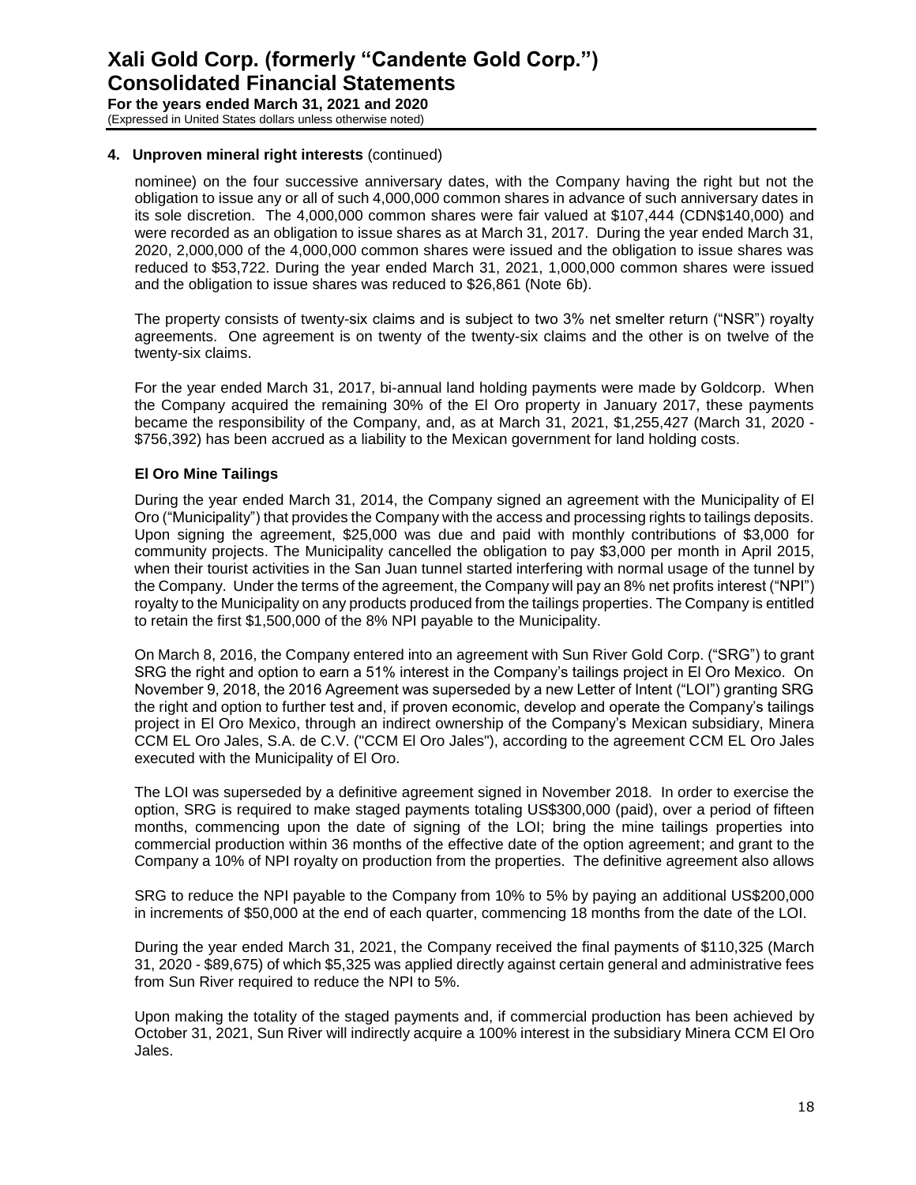## 4. Unproven mineral right interests (continued)

nominee) on the four successive anniversary dates, with the Company having the right but not the obligation to issue any or all of such 4,000,000 common shares in advance of such anniversary dates in its sole discretion. The 4,000,000 common shares were fair valued at $107,444 (CDN$140,000) and were recorded as an obligation to issue shares as at March 31, 2017. During the year ended March 31, 2020, 2,000,000 of the 4,000,000 common shares were issued and the obligation to issue shares was reduced to $53,722. During the year ended March 31, 2021, 1,000,000 common shares were issued and the obligation to issue shares was reduced to $26,861 (Note 6b).

The property consists of twenty-six claims and is subject to two 3% net smelter return ("NSR") royalty agreements. One agreement is on twenty of the twenty-six claims and the other is on twelve of the twenty-six claims.

For the year ended March 31, 2017, bi-annual land holding payments were made by Goldcorp. When the Company acquired the remaining 30% of the El Oro property in January 2017, these payments became the responsibility of the Company, and, as at March 31, 2021, $1,255,427 (March 31, 2020 - $756,392) has been accrued as a liability to the Mexican government for land holding costs.

### El Oro Mine Tailings

During the year ended March 31, 2014, the Company signed an agreement with the Municipality of El Oro ("Municipality") that provides the Company with the access and processing rights to tailings deposits. Upon signing the agreement, $25,000 was due and paid with monthly contributions of $3,000 for community projects. The Municipality cancelled the obligation to pay $3,000 per month in April 2015, when their tourist activities in the San Juan tunnel started interfering with normal usage of the tunnel by the Company. Under the terms of the agreement, the Company will pay an 8% net profits interest ("NPI") royalty to the Municipality on any products produced from the tailings properties. The Company is entitled to retain the first $1,500,000 of the 8% NPI payable to the Municipality.

On March 8, 2016, the Company entered into an agreement with Sun River Gold Corp. ("SRG") to grant SRG the right and option to earn a 51% interest in the Company's tailings project in El Oro Mexico. On November 9, 2018, the 2016 Agreement was superseded by a new Letter of Intent ("LOI") granting SRG the right and option to further test and, if proven economic, develop and operate the Company's tailings project in El Oro Mexico, through an indirect ownership of the Company's Mexican subsidiary, Minera CCM EL Oro Jales, S.A. de C.V. ("CCM El Oro Jales"), according to the agreement CCM EL Oro Jales executed with the Municipality of El Oro.

The LOI was superseded by a definitive agreement signed in November 2018. In order to exercise the option, SRG is required to make staged payments totaling US$300,000 (paid), over a period of fifteen months, commencing upon the date of signing of the LOI; bring the mine tailings properties into commercial production within 36 months of the effective date of the option agreement; and grant to the Company a 10% of NPI royalty on production from the properties. The definitive agreement also allows

SRG to reduce the NPI payable to the Company from 10% to 5% by paying an additional US$200,000 in increments of $50,000 at the end of each quarter, commencing 18 months from the date of the LOI.

During the year ended March 31, 2021, the Company received the final payments of $110,325 (March 31, 2020 - $89,675) of which $5,325 was applied directly against certain general and administrative fees from Sun River required to reduce the NPI to 5%.

Upon making the totality of the staged payments and, if commercial production has been achieved by October 31, 2021, Sun River will indirectly acquire a 100% interest in the subsidiary Minera CCM El Oro Jales.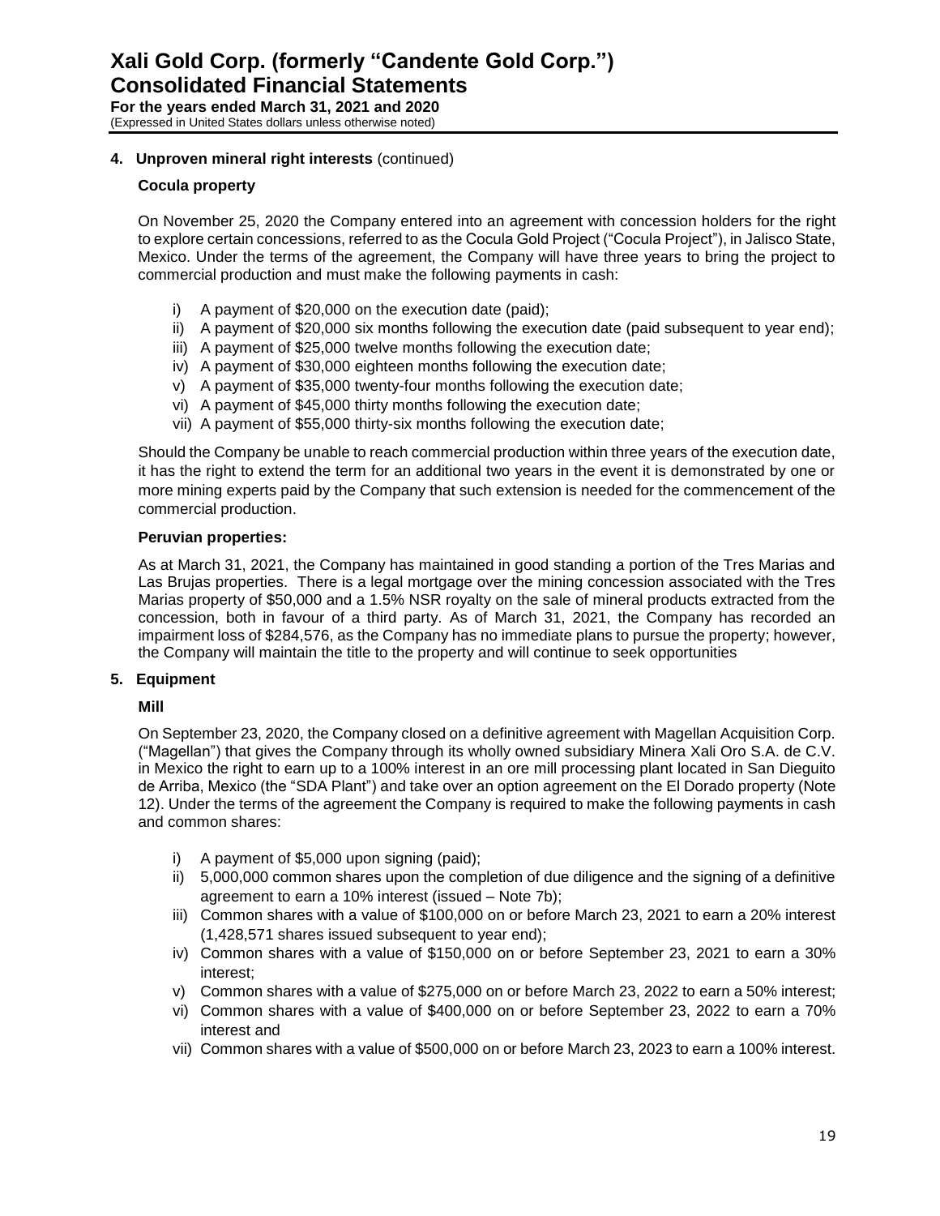## 4. Unproven mineral right interests (continued)

### Cocula property

On November 25, 2020 the Company entered into an agreement with concession holders for the right to explore certain concessions, referred to as the Cocula Gold Project ("Cocula Project"), in Jalisco State, Mexico. Under the terms of the agreement, the Company will have three years to bring the project to commercial production and must make the following payments in cash:

i) A payment of $20,000 on the execution date (paid);
ii) A payment of $20,000 six months following the execution date (paid subsequent to year end);
iii) A payment of $25,000 twelve months following the execution date;
iv) A payment of $30,000 eighteen months following the execution date;
v) A payment of $35,000 twenty-four months following the execution date;
vi) A payment of $45,000 thirty months following the execution date;
vii) A payment of $55,000 thirty-six months following the execution date;

Should the Company be unable to reach commercial production within three years of the execution date, it has the right to extend the term for an additional two years in the event it is demonstrated by one or more mining experts paid by the Company that such extension is needed for the commencement of the commercial production.

### Peruvian properties:

As at March 31, 2021, the Company has maintained in good standing a portion of the Tres Marias and Las Brujas properties. There is a legal mortgage over the mining concession associated with the Tres Marias property of $50,000 and a 1.5% NSR royalty on the sale of mineral products extracted from the concession, both in favour of a third party. As of March 31, 2021, the Company has recorded an impairment loss of $284,576, as the Company has no immediate plans to pursue the property; however, the Company will maintain the title to the property and will continue to seek opportunities

## 5. Equipment

### Mill

On September 23, 2020, the Company closed on a definitive agreement with Magellan Acquisition Corp. ("Magellan") that gives the Company through its wholly owned subsidiary Minera Xali Oro S.A. de C.V. in Mexico the right to earn up to a 100% interest in an ore mill processing plant located in San Dieguito de Arriba, Mexico (the "SDA Plant") and take over an option agreement on the El Dorado property (Note 12). Under the terms of the agreement the Company is required to make the following payments in cash and common shares:

i) A payment of $5,000 upon signing (paid);
ii) 5,000,000 common shares upon the completion of due diligence and the signing of a definitive agreement to earn a 10% interest (issued – Note 7b);
iii) Common shares with a value of $100,000 on or before March 23, 2021 to earn a 20% interest (1,428,571 shares issued subsequent to year end);
iv) Common shares with a value of $150,000 on or before September 23, 2021 to earn a 30% interest;
v) Common shares with a value of $275,000 on or before March 23, 2022 to earn a 50% interest;
vi) Common shares with a value of $400,000 on or before September 23, 2022 to earn a 70% interest and
vii) Common shares with a value of $500,000 on or before March 23, 2023 to earn a 100% interest.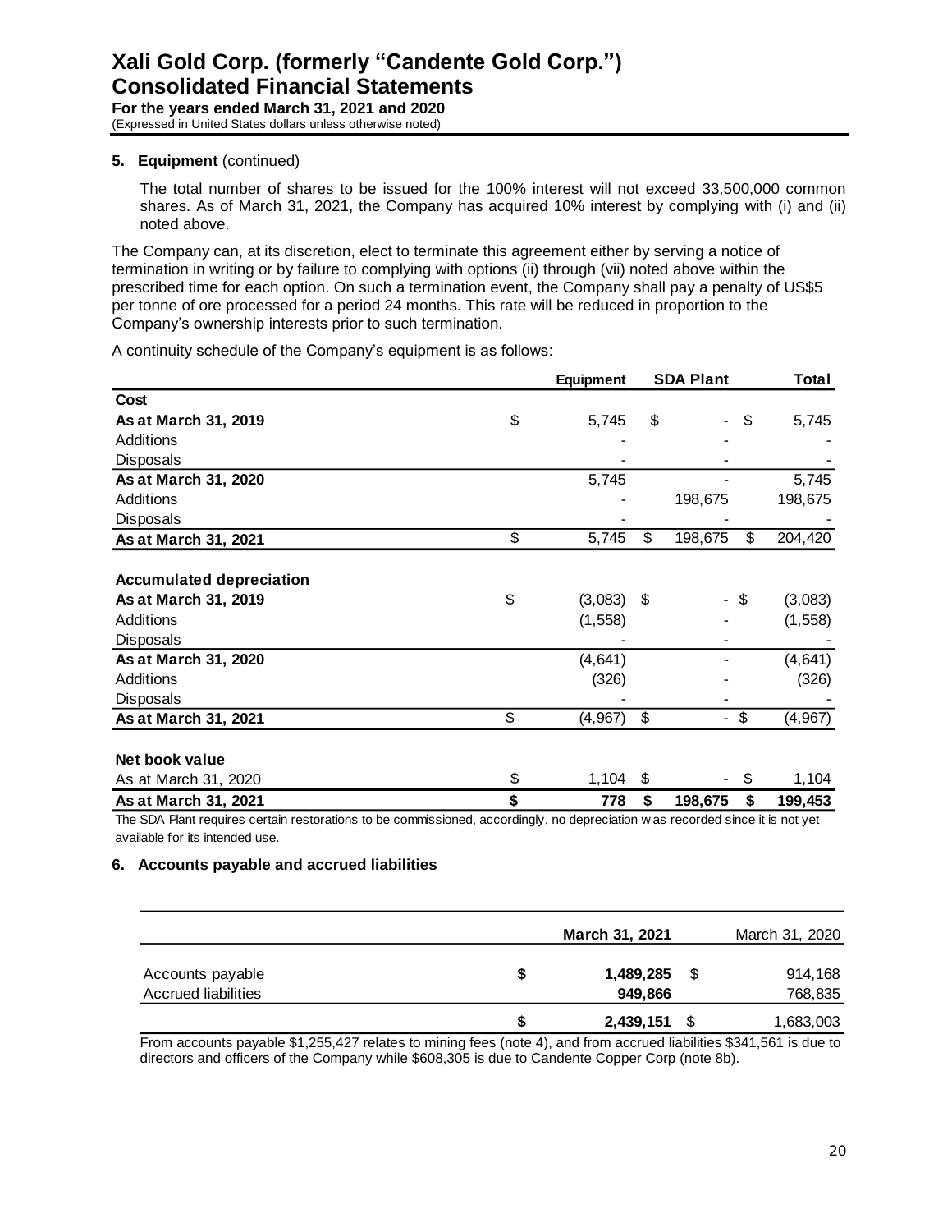**5. Equipment** (continued)

The total number of shares to be issued for the 100% interest will not exceed 33,500,000 common shares. As of March 31, 2021, the Company has acquired 10% interest by complying with (i) and (ii) noted above.

The Company can, at its discretion, elect to terminate this agreement either by serving a notice of termination in writing or by failure to complying with options (ii) through (vii) noted above within the prescribed time for each option. On such a termination event, the Company shall pay a penalty of US$5 per tonne of ore processed for a period 24 months. This rate will be reduced in proportion to the Company's ownership interests prior to such termination.

A continuity schedule of the Company's equipment is as follows:

| | Equipment | SDA Plant | Total |
|---|---|---|---|
| **Cost** | | | |
| **As at March 31, 2019** | $ 5,745 | $ - | $ 5,745 |
| Additions | - | - | - |
| Disposals | - | - | - |
| **As at March 31, 2020** | 5,745 | - | 5,745 |
| Additions | - | 198,675 | 198,675 |
| Disposals | - | - | - |
| **As at March 31, 2021** | $ 5,745 | $ 198,675 | $ 204,420 |
| | | | |
| **Accumulated depreciation** | | | |
| **As at March 31, 2019** | $ (3,083) | $ - | $ (3,083) |
| Additions | (1,558) | - | (1,558) |
| Disposals | - | - | - |
| **As at March 31, 2020** | (4,641) | - | (4,641) |
| Additions | (326) | - | (326) |
| Disposals | - | - | - |
| **As at March 31, 2021** | $ (4,967) | $ - | $ (4,967) |
| | | | |
| **Net book value** | | | |
| As at March 31, 2020 | $ 1,104 | $ - | $ 1,104 |
| **As at March 31, 2021** | **$ 778** | **$ 198,675** | **$ 199,453** |

The SDA Plant requires certain restorations to be commissioned, accordingly, no depreciation was recorded since it is not yet available for its intended use.

**6. Accounts payable and accrued liabilities**

| | March 31, 2021 | March 31, 2020 |
|---|---|---|
| Accounts payable | **$ 1,489,285** | $ 914,168 |
| Accrued liabilities | **949,866** | 768,835 |
| | **$ 2,439,151** | $ 1,683,003 |

From accounts payable $1,255,427 relates to mining fees (note 4), and from accrued liabilities $341,561 is due to directors and officers of the Company while $608,305 is due to Candente Copper Corp (note 8b).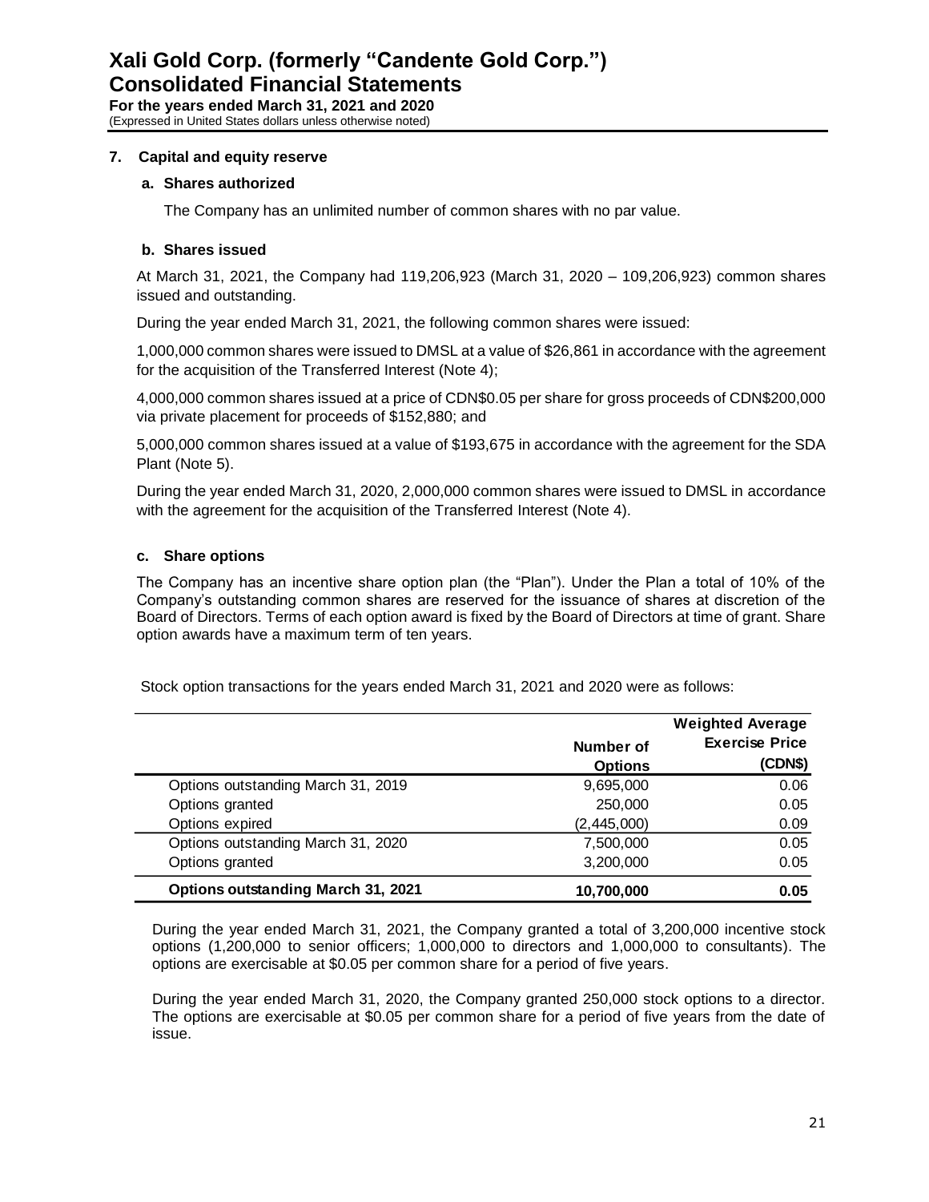## 7. Capital and equity reserve

### a. Shares authorized

The Company has an unlimited number of common shares with no par value.

### b. Shares issued

At March 31, 2021, the Company had 119,206,923 (March 31, 2020 – 109,206,923) common shares issued and outstanding.

During the year ended March 31, 2021, the following common shares were issued:

1,000,000 common shares were issued to DMSL at a value of $26,861 in accordance with the agreement for the acquisition of the Transferred Interest (Note 4);

4,000,000 common shares issued at a price of CDN$0.05 per share for gross proceeds of CDN$200,000 via private placement for proceeds of $152,880; and

5,000,000 common shares issued at a value of $193,675 in accordance with the agreement for the SDA Plant (Note 5).

During the year ended March 31, 2020, 2,000,000 common shares were issued to DMSL in accordance with the agreement for the acquisition of the Transferred Interest (Note 4).

### c. Share options

The Company has an incentive share option plan (the "Plan"). Under the Plan a total of 10% of the Company's outstanding common shares are reserved for the issuance of shares at discretion of the Board of Directors. Terms of each option award is fixed by the Board of Directors at time of grant. Share option awards have a maximum term of ten years.

Stock option transactions for the years ended March 31, 2021 and 2020 were as follows:

| | Number of Options | Weighted Average Exercise Price (CDN$) |
|---|---|---|
| Options outstanding March 31, 2019 | 9,695,000 | 0.06 |
| Options granted | 250,000 | 0.05 |
| Options expired | (2,445,000) | 0.09 |
| Options outstanding March 31, 2020 | 7,500,000 | 0.05 |
| Options granted | 3,200,000 | 0.05 |
| **Options outstanding March 31, 2021** | **10,700,000** | **0.05** |

During the year ended March 31, 2021, the Company granted a total of 3,200,000 incentive stock options (1,200,000 to senior officers; 1,000,000 to directors and 1,000,000 to consultants). The options are exercisable at $0.05 per common share for a period of five years.

During the year ended March 31, 2020, the Company granted 250,000 stock options to a director. The options are exercisable at $0.05 per common share for a period of five years from the date of issue.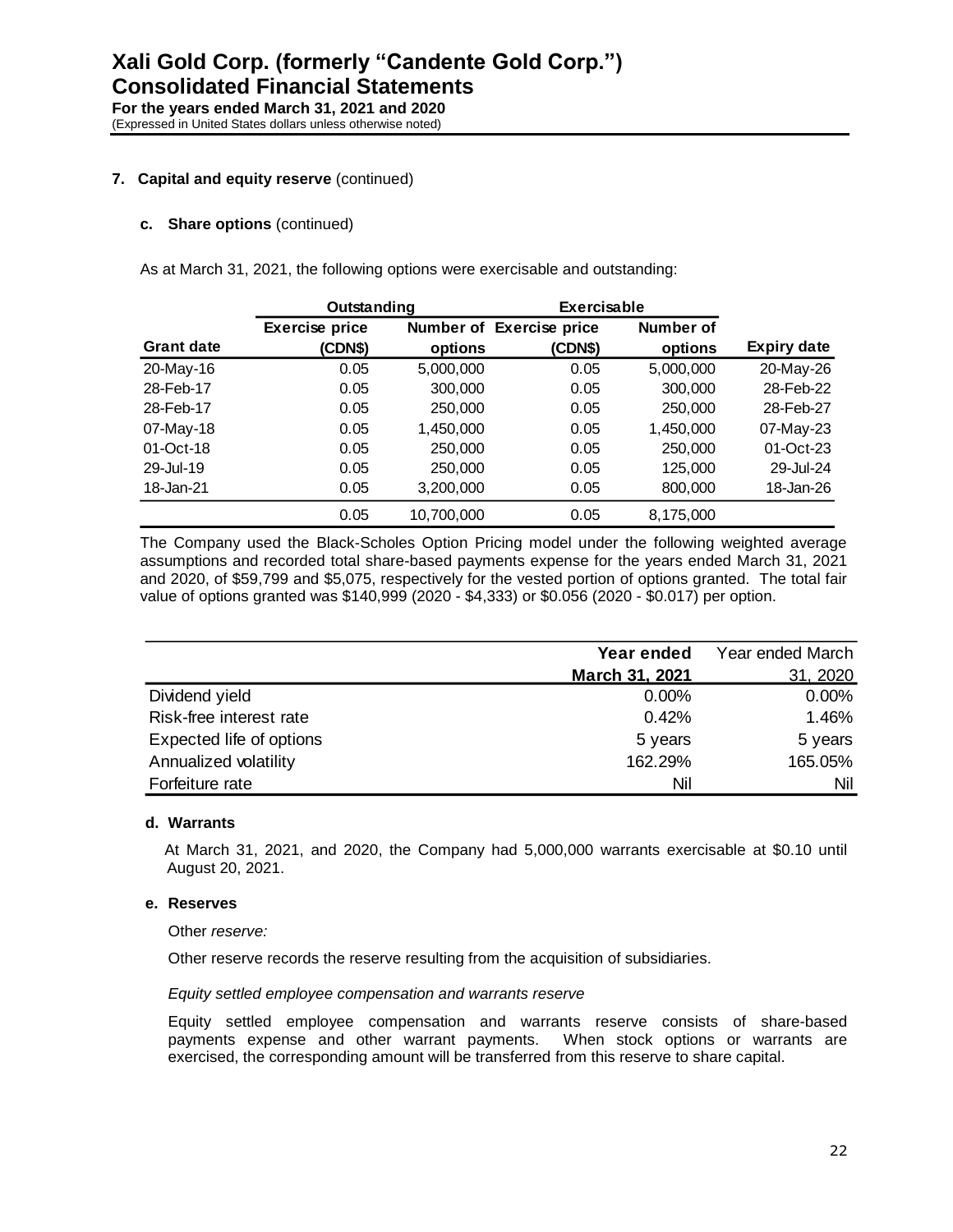## 7. Capital and equity reserve (continued)

### c. Share options (continued)

As at March 31, 2021, the following options were exercisable and outstanding:

| | Outstanding | | Exercisable | | |
|---|---|---|---|---|---|
| Grant date | Exercise price (CDN$) | Number of options | Exercise price (CDN$) | Number of options | Expiry date |
| 20-May-16 | 0.05 | 5,000,000 | 0.05 | 5,000,000 | 20-May-26 |
| 28-Feb-17 | 0.05 | 300,000 | 0.05 | 300,000 | 28-Feb-22 |
| 28-Feb-17 | 0.05 | 250,000 | 0.05 | 250,000 | 28-Feb-27 |
| 07-May-18 | 0.05 | 1,450,000 | 0.05 | 1,450,000 | 07-May-23 |
| 01-Oct-18 | 0.05 | 250,000 | 0.05 | 250,000 | 01-Oct-23 |
| 29-Jul-19 | 0.05 | 250,000 | 0.05 | 125,000 | 29-Jul-24 |
| 18-Jan-21 | 0.05 | 3,200,000 | 0.05 | 800,000 | 18-Jan-26 |
| | 0.05 | 10,700,000 | 0.05 | 8,175,000 | |

The Company used the Black-Scholes Option Pricing model under the following weighted average assumptions and recorded total share-based payments expense for the years ended March 31, 2021 and 2020, of $59,799 and $5,075, respectively for the vested portion of options granted. The total fair value of options granted was $140,999 (2020 - $4,333) or $0.056 (2020 - $0.017) per option.

| | Year ended March 31, 2021 | Year ended March 31, 2020 |
|---|---|---|
| Dividend yield | 0.00% | 0.00% |
| Risk-free interest rate | 0.42% | 1.46% |
| Expected life of options | 5 years | 5 years |
| Annualized volatility | 162.29% | 165.05% |
| Forfeiture rate | Nil | Nil |

### d. Warrants

At March 31, 2021, and 2020, the Company had 5,000,000 warrants exercisable at $0.10 until August 20, 2021.

### e. Reserves

Other *reserve:*

Other reserve records the reserve resulting from the acquisition of subsidiaries.

*Equity settled employee compensation and warrants reserve*

Equity settled employee compensation and warrants reserve consists of share-based payments expense and other warrant payments. When stock options or warrants are exercised, the corresponding amount will be transferred from this reserve to share capital.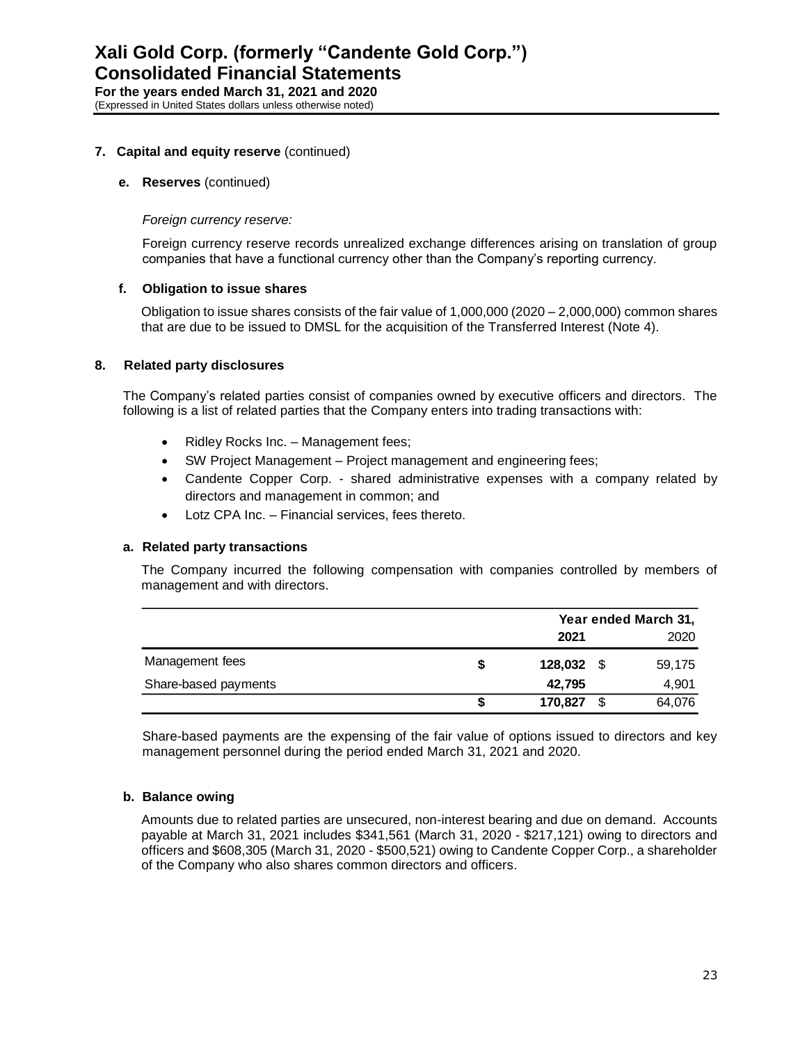## 7. Capital and equity reserve (continued)

### e. Reserves (continued)

*Foreign currency reserve:*

Foreign currency reserve records unrealized exchange differences arising on translation of group companies that have a functional currency other than the Company's reporting currency.

### f. Obligation to issue shares

Obligation to issue shares consists of the fair value of 1,000,000 (2020 – 2,000,000) common shares that are due to be issued to DMSL for the acquisition of the Transferred Interest (Note 4).

## 8. Related party disclosures

The Company's related parties consist of companies owned by executive officers and directors. The following is a list of related parties that the Company enters into trading transactions with:

- Ridley Rocks Inc. – Management fees;
- SW Project Management – Project management and engineering fees;
- Candente Copper Corp. - shared administrative expenses with a company related by directors and management in common; and
- Lotz CPA Inc. – Financial services, fees thereto.

### a. Related party transactions

The Company incurred the following compensation with companies controlled by members of management and with directors.

| | Year ended March 31, | |
|---|---|---|
| | **2021** | 2020 |
| Management fees | **$ 128,032** | $ 59,175 |
| Share-based payments | **42,795** | 4,901 |
| | **$ 170,827** | $ 64,076 |

Share-based payments are the expensing of the fair value of options issued to directors and key management personnel during the period ended March 31, 2021 and 2020.

### b. Balance owing

Amounts due to related parties are unsecured, non-interest bearing and due on demand. Accounts payable at March 31, 2021 includes $341,561 (March 31, 2020 - $217,121) owing to directors and officers and $608,305 (March 31, 2020 - $500,521) owing to Candente Copper Corp., a shareholder of the Company who also shares common directors and officers.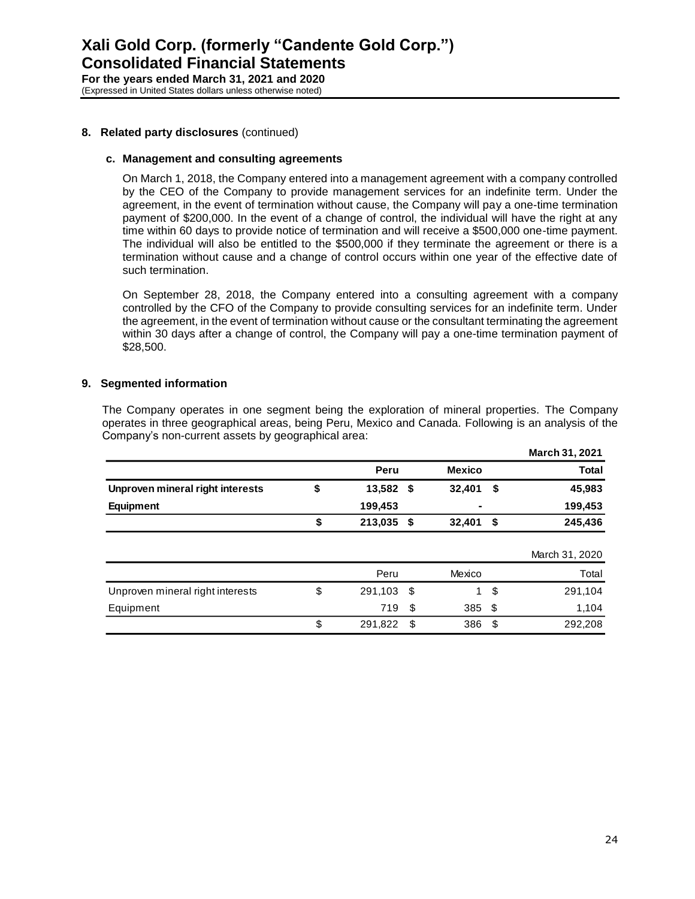## 8. Related party disclosures (continued)

### c. Management and consulting agreements

On March 1, 2018, the Company entered into a management agreement with a company controlled by the CEO of the Company to provide management services for an indefinite term. Under the agreement, in the event of termination without cause, the Company will pay a one-time termination payment of $200,000. In the event of a change of control, the individual will have the right at any time within 60 days to provide notice of termination and will receive a $500,000 one-time payment. The individual will also be entitled to the $500,000 if they terminate the agreement or there is a termination without cause and a change of control occurs within one year of the effective date of such termination.

On September 28, 2018, the Company entered into a consulting agreement with a company controlled by the CFO of the Company to provide consulting services for an indefinite term. Under the agreement, in the event of termination without cause or the consultant terminating the agreement within 30 days after a change of control, the Company will pay a one-time termination payment of $28,500.

## 9. Segmented information

The Company operates in one segment being the exploration of mineral properties. The Company operates in three geographical areas, being Peru, Mexico and Canada. Following is an analysis of the Company's non-current assets by geographical area:

| | | | **March 31, 2021** |
|---|---|---|---|
| | **Peru** | **Mexico** | **Total** |
| **Unproven mineral right interests** | **$ 13,582** | **$ 32,401** | **$ 45,983** |
| **Equipment** | **199,453** | **-** | **199,453** |
| | **$ 213,035** | **$ 32,401** | **$ 245,436** |

| | | | March 31, 2020 |
|---|---|---|---|
| | Peru | Mexico | Total |
| Unproven mineral right interests | $ 291,103 | $ 1 | $ 291,104 |
| Equipment | 719 | $ 385 | $ 1,104 |
| | $ 291,822 | $ 386 | $ 292,208 |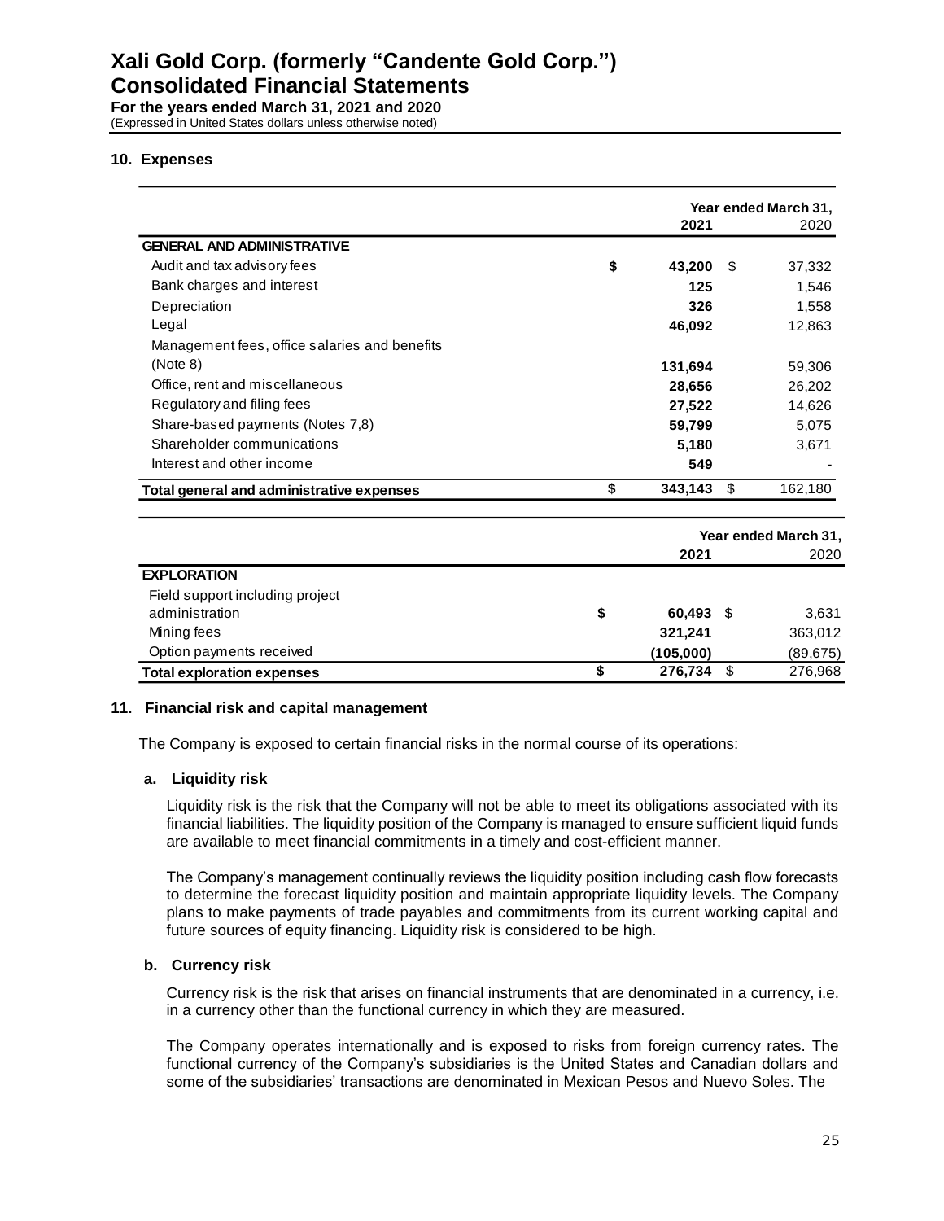## 10. Expenses

| | | Year ended March 31, |
|---|---|---|
| | **2021** | 2020 |
| **GENERAL AND ADMINISTRATIVE** | | |
| Audit and tax advisory fees | **$ 43,200** | $ 37,332 |
| Bank charges and interest | **125** | 1,546 |
| Depreciation | **326** | 1,558 |
| Legal | **46,092** | 12,863 |
| Management fees, office salaries and benefits (Note 8) | **131,694** | 59,306 |
| Office, rent and miscellaneous | **28,656** | 26,202 |
| Regulatory and filing fees | **27,522** | 14,626 |
| Share-based payments (Notes 7,8) | **59,799** | 5,075 |
| Shareholder communications | **5,180** | 3,671 |
| Interest and other income | **549** | - |
| **Total general and administrative expenses** | **$ 343,143** | $ 162,180 |

| | | Year ended March 31, |
|---|---|---|
| | **2021** | 2020 |
| **EXPLORATION** | | |
| Field support including project administration | **$ 60,493** | $ 3,631 |
| Mining fees | **321,241** | 363,012 |
| Option payments received | **(105,000)** | (89,675) |
| **Total exploration expenses** | **$ 276,734** | $ 276,968 |

## 11. Financial risk and capital management

The Company is exposed to certain financial risks in the normal course of its operations:

### a. Liquidity risk

Liquidity risk is the risk that the Company will not be able to meet its obligations associated with its financial liabilities. The liquidity position of the Company is managed to ensure sufficient liquid funds are available to meet financial commitments in a timely and cost-efficient manner.

The Company's management continually reviews the liquidity position including cash flow forecasts to determine the forecast liquidity position and maintain appropriate liquidity levels. The Company plans to make payments of trade payables and commitments from its current working capital and future sources of equity financing. Liquidity risk is considered to be high.

### b. Currency risk

Currency risk is the risk that arises on financial instruments that are denominated in a currency, i.e. in a currency other than the functional currency in which they are measured.

The Company operates internationally and is exposed to risks from foreign currency rates. The functional currency of the Company's subsidiaries is the United States and Canadian dollars and some of the subsidiaries' transactions are denominated in Mexican Pesos and Nuevo Soles. The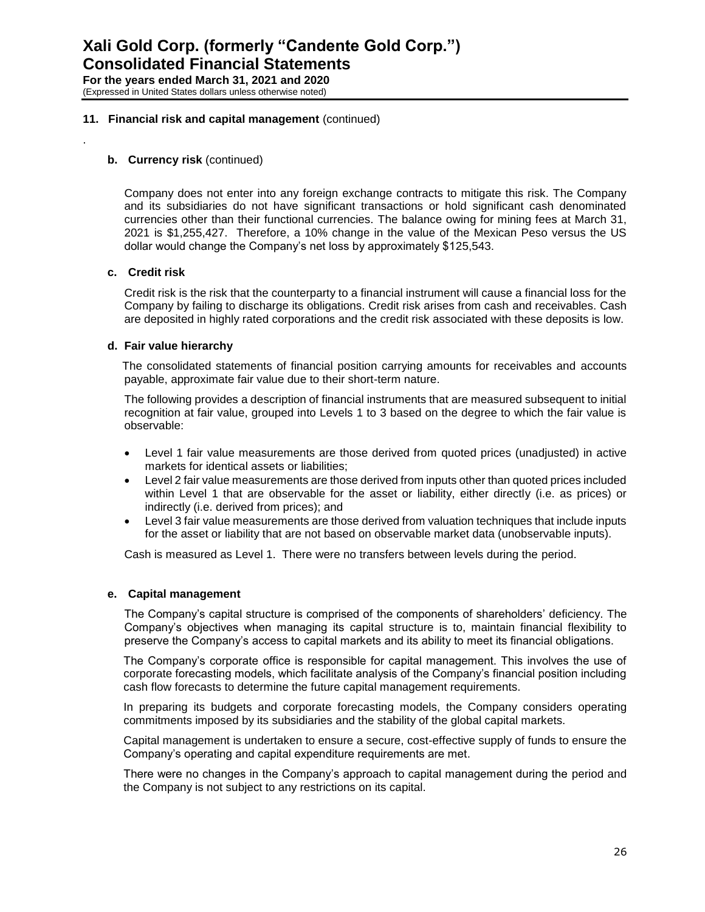## 11. Financial risk and capital management (continued)

.

### b. Currency risk (continued)

Company does not enter into any foreign exchange contracts to mitigate this risk. The Company and its subsidiaries do not have significant transactions or hold significant cash denominated currencies other than their functional currencies. The balance owing for mining fees at March 31, 2021 is $1,255,427. Therefore, a 10% change in the value of the Mexican Peso versus the US dollar would change the Company's net loss by approximately $125,543.

### c. Credit risk

Credit risk is the risk that the counterparty to a financial instrument will cause a financial loss for the Company by failing to discharge its obligations. Credit risk arises from cash and receivables. Cash are deposited in highly rated corporations and the credit risk associated with these deposits is low.

### d. Fair value hierarchy

The consolidated statements of financial position carrying amounts for receivables and accounts payable, approximate fair value due to their short-term nature.

The following provides a description of financial instruments that are measured subsequent to initial recognition at fair value, grouped into Levels 1 to 3 based on the degree to which the fair value is observable:

- Level 1 fair value measurements are those derived from quoted prices (unadjusted) in active markets for identical assets or liabilities;
- Level 2 fair value measurements are those derived from inputs other than quoted prices included within Level 1 that are observable for the asset or liability, either directly (i.e. as prices) or indirectly (i.e. derived from prices); and
- Level 3 fair value measurements are those derived from valuation techniques that include inputs for the asset or liability that are not based on observable market data (unobservable inputs).

Cash is measured as Level 1. There were no transfers between levels during the period.

### e. Capital management

The Company's capital structure is comprised of the components of shareholders' deficiency. The Company's objectives when managing its capital structure is to, maintain financial flexibility to preserve the Company's access to capital markets and its ability to meet its financial obligations.

The Company's corporate office is responsible for capital management. This involves the use of corporate forecasting models, which facilitate analysis of the Company's financial position including cash flow forecasts to determine the future capital management requirements.

In preparing its budgets and corporate forecasting models, the Company considers operating commitments imposed by its subsidiaries and the stability of the global capital markets.

Capital management is undertaken to ensure a secure, cost-effective supply of funds to ensure the Company's operating and capital expenditure requirements are met.

There were no changes in the Company's approach to capital management during the period and the Company is not subject to any restrictions on its capital.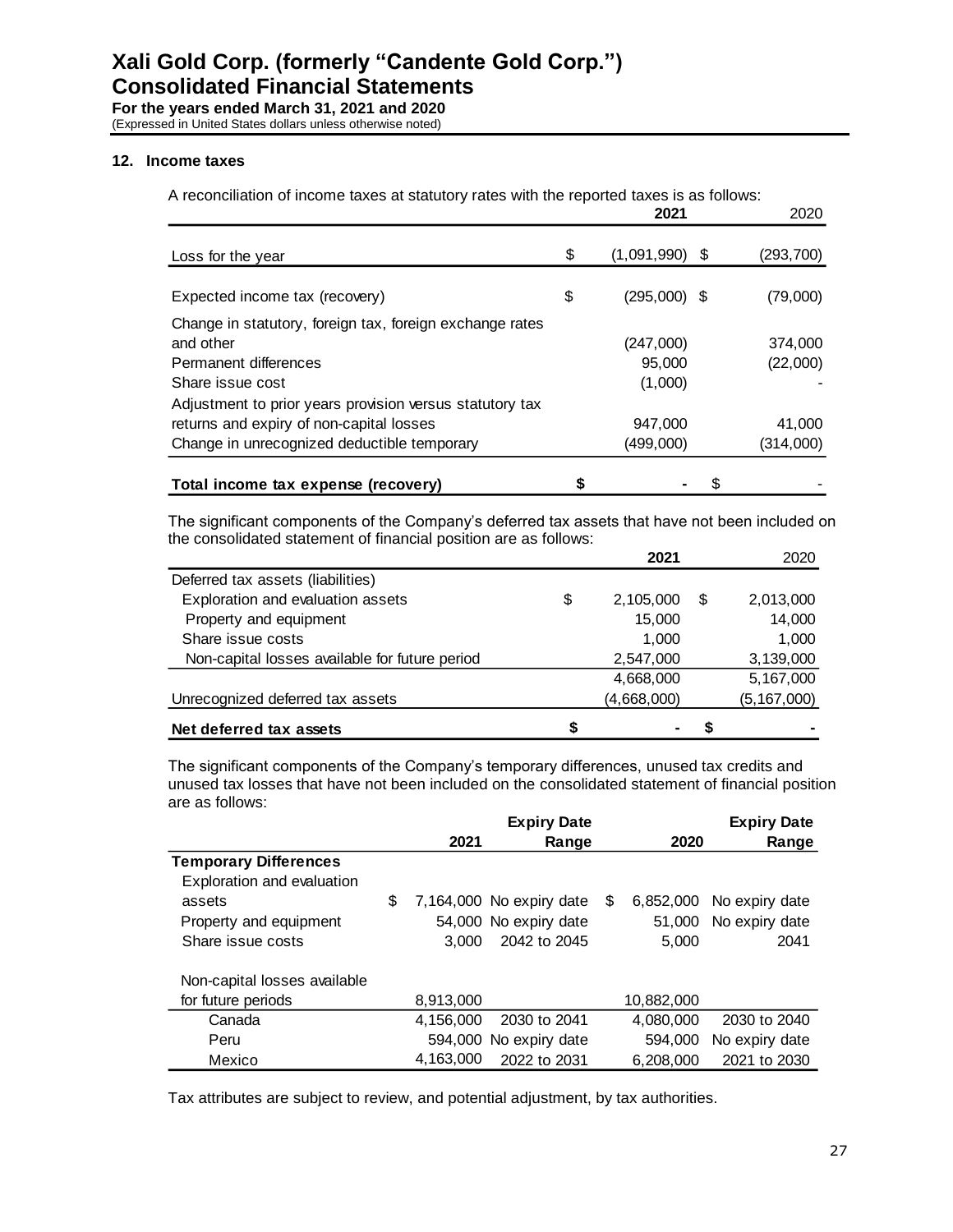# Xali Gold Corp. (formerly "Candente Gold Corp.")
# Consolidated Financial Statements

**For the years ended March 31, 2021 and 2020**
(Expressed in United States dollars unless otherwise noted)

## 12. Income taxes

A reconciliation of income taxes at statutory rates with the reported taxes is as follows:

| | 2021 | 2020 |
|---|---|---|
| Loss for the year | $ (1,091,990) | $ (293,700) |
| Expected income tax (recovery) | $ (295,000) | $ (79,000) |
| Change in statutory, foreign tax, foreign exchange rates and other | (247,000) | 374,000 |
| Permanent differences | 95,000 | (22,000) |
| Share issue cost | (1,000) | - |
| Adjustment to prior years provision versus statutory tax returns and expiry of non-capital losses | 947,000 | 41,000 |
| Change in unrecognized deductible temporary | (499,000) | (314,000) |
| **Total income tax expense (recovery)** | **$ -** | $ - |

The significant components of the Company's deferred tax assets that have not been included on the consolidated statement of financial position are as follows:

| | 2021 | 2020 |
|---|---|---|
| Deferred tax assets (liabilities) | | |
| Exploration and evaluation assets | $ 2,105,000 | $ 2,013,000 |
| Property and equipment | 15,000 | 14,000 |
| Share issue costs | 1,000 | 1,000 |
| Non-capital losses available for future period | 2,547,000 | 3,139,000 |
| | 4,668,000 | 5,167,000 |
| Unrecognized deferred tax assets | (4,668,000) | (5,167,000) |
| **Net deferred tax assets** | **$ -** | **$ -** |

The significant components of the Company's temporary differences, unused tax credits and unused tax losses that have not been included on the consolidated statement of financial position are as follows:

| | 2021 | Expiry Date Range | 2020 | Expiry Date Range |
|---|---|---|---|---|
| **Temporary Differences** | | | | |
| Exploration and evaluation assets | $ 7,164,000 | No expiry date | $ 6,852,000 | No expiry date |
| Property and equipment | 54,000 | No expiry date | 51,000 | No expiry date |
| Share issue costs | 3,000 | 2042 to 2045 | 5,000 | 2041 |
| Non-capital losses available for future periods | 8,913,000 | | 10,882,000 | |
| Canada | 4,156,000 | 2030 to 2041 | 4,080,000 | 2030 to 2040 |
| Peru | 594,000 | No expiry date | 594,000 | No expiry date |
| Mexico | 4,163,000 | 2022 to 2031 | 6,208,000 | 2021 to 2030 |

Tax attributes are subject to review, and potential adjustment, by tax authorities.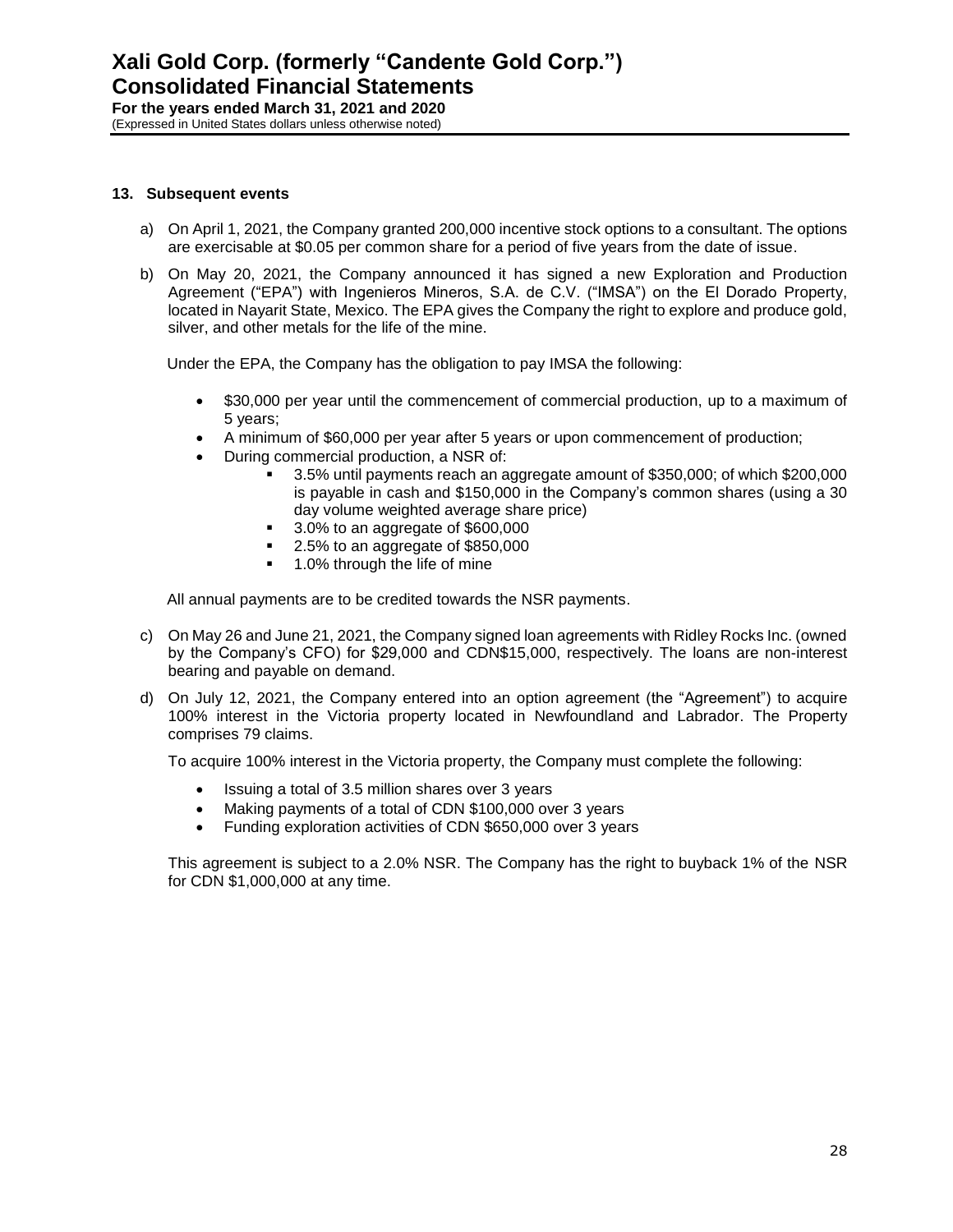## 13. Subsequent events

a) On April 1, 2021, the Company granted 200,000 incentive stock options to a consultant. The options are exercisable at $0.05 per common share for a period of five years from the date of issue.

b) On May 20, 2021, the Company announced it has signed a new Exploration and Production Agreement ("EPA") with Ingenieros Mineros, S.A. de C.V. ("IMSA") on the El Dorado Property, located in Nayarit State, Mexico. The EPA gives the Company the right to explore and produce gold, silver, and other metals for the life of the mine.

   Under the EPA, the Company has the obligation to pay IMSA the following:

   - $30,000 per year until the commencement of commercial production, up to a maximum of 5 years;
   - A minimum of $60,000 per year after 5 years or upon commencement of production;
   - During commercial production, a NSR of:
     - 3.5% until payments reach an aggregate amount of $350,000; of which $200,000 is payable in cash and $150,000 in the Company's common shares (using a 30 day volume weighted average share price)
     - 3.0% to an aggregate of $600,000
     - 2.5% to an aggregate of $850,000
     - 1.0% through the life of mine

   All annual payments are to be credited towards the NSR payments.

c) On May 26 and June 21, 2021, the Company signed loan agreements with Ridley Rocks Inc. (owned by the Company's CFO) for $29,000 and CDN$15,000, respectively. The loans are non-interest bearing and payable on demand.

d) On July 12, 2021, the Company entered into an option agreement (the "Agreement") to acquire 100% interest in the Victoria property located in Newfoundland and Labrador. The Property comprises 79 claims.

   To acquire 100% interest in the Victoria property, the Company must complete the following:

   - Issuing a total of 3.5 million shares over 3 years
   - Making payments of a total of CDN $100,000 over 3 years
   - Funding exploration activities of CDN $650,000 over 3 years

   This agreement is subject to a 2.0% NSR. The Company has the right to buyback 1% of the NSR for CDN $1,000,000 at any time.